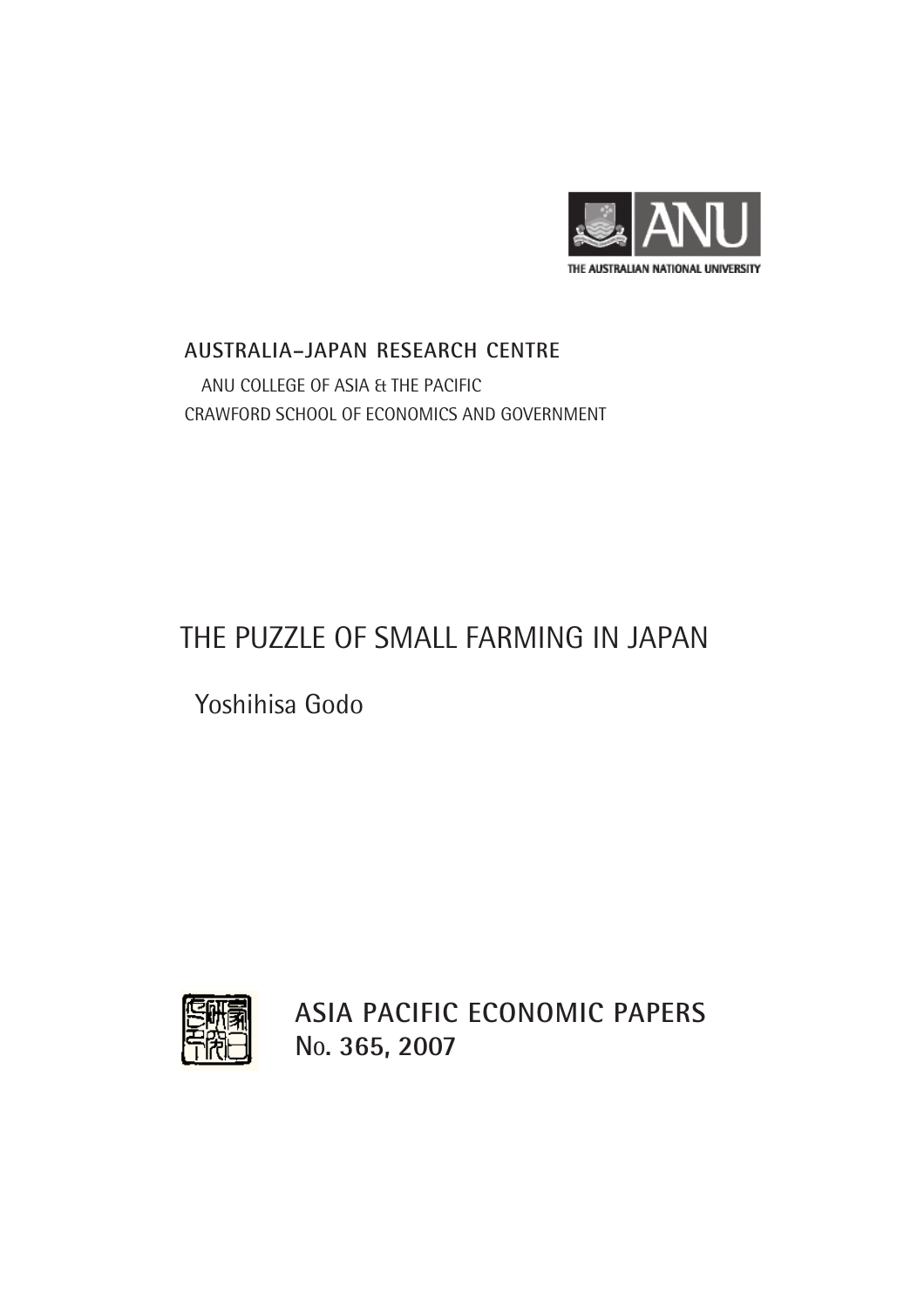THE AUSTRALIAN NATIONAL UNIVERSITY

**AUSTRALIA–JAPAN RESEARCH CENTRE**

ANU COLLEGE OF ASIA & THE PACIFIC

CRAWFORD SCHOOL OF ECONOMICS AND GOVERNMENT

# THE PUZZLE OF SMALL FARMING IN JAPAN

Yoshihisa Godo

**ASIA PACIFIC ECONOMIC PAPERS**

**NO. 365, 2007**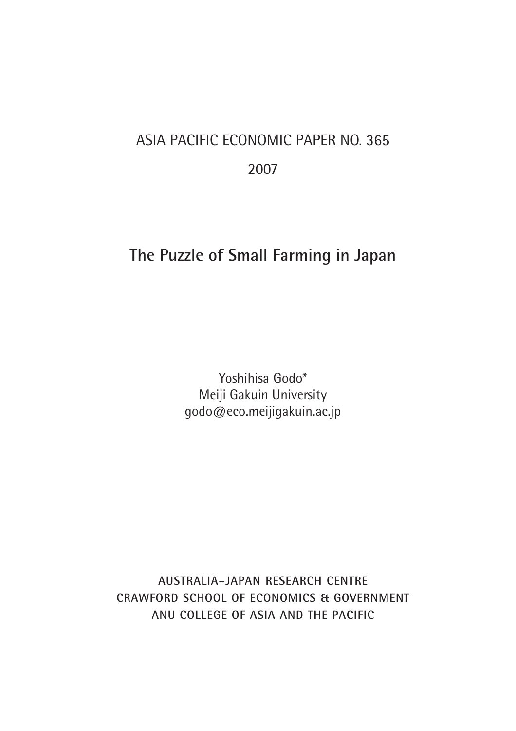ASIA PACIFIC ECONOMIC PAPER NO. 365

2007

# The Puzzle of Small Farming in Japan

Yoshihisa Godo*
Meiji Gakuin University
godo@eco.meijigakuin.ac.jp

**AUSTRALIA–JAPAN RESEARCH CENTRE**
**CRAWFORD SCHOOL OF ECONOMICS & GOVERNMENT**
**ANU COLLEGE OF ASIA AND THE PACIFIC**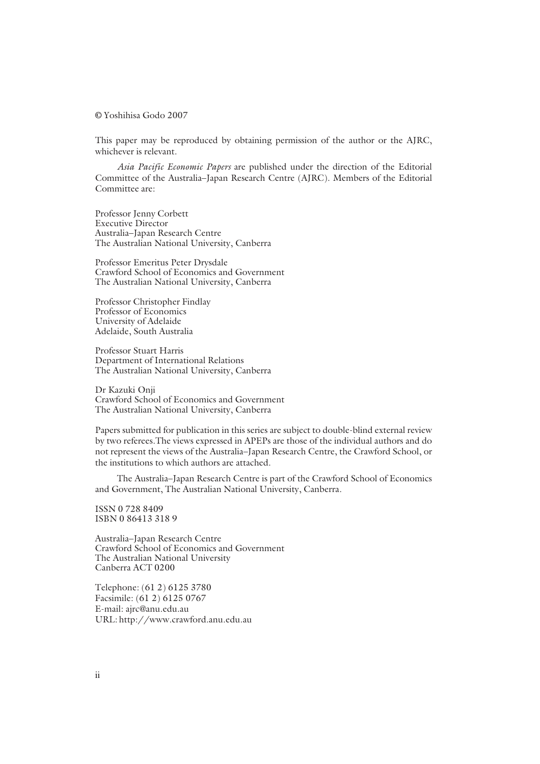© Yoshihisa Godo 2007

This paper may be reproduced by obtaining permission of the author or the AJRC, whichever is relevant.

*Asia Pacific Economic Papers* are published under the direction of the Editorial Committee of the Australia–Japan Research Centre (AJRC). Members of the Editorial Committee are:

Professor Jenny Corbett
Executive Director
Australia–Japan Research Centre
The Australian National University, Canberra

Professor Emeritus Peter Drysdale
Crawford School of Economics and Government
The Australian National University, Canberra

Professor Christopher Findlay
Professor of Economics
University of Adelaide
Adelaide, South Australia

Professor Stuart Harris
Department of International Relations
The Australian National University, Canberra

Dr Kazuki Onji
Crawford School of Economics and Government
The Australian National University, Canberra

Papers submitted for publication in this series are subject to double-blind external review by two referees.The views expressed in APEPs are those of the individual authors and do not represent the views of the Australia–Japan Research Centre, the Crawford School, or the institutions to which authors are attached.

The Australia–Japan Research Centre is part of the Crawford School of Economics and Government, The Australian National University, Canberra.

ISSN 0 728 8409
ISBN 0 86413 318 9

Australia–Japan Research Centre
Crawford School of Economics and Government
The Australian National University
Canberra ACT 0200

Telephone: (61 2) 6125 3780
Facsimile: (61 2) 6125 0767
E-mail: ajrc@anu.edu.au
URL: http://www.crawford.anu.edu.au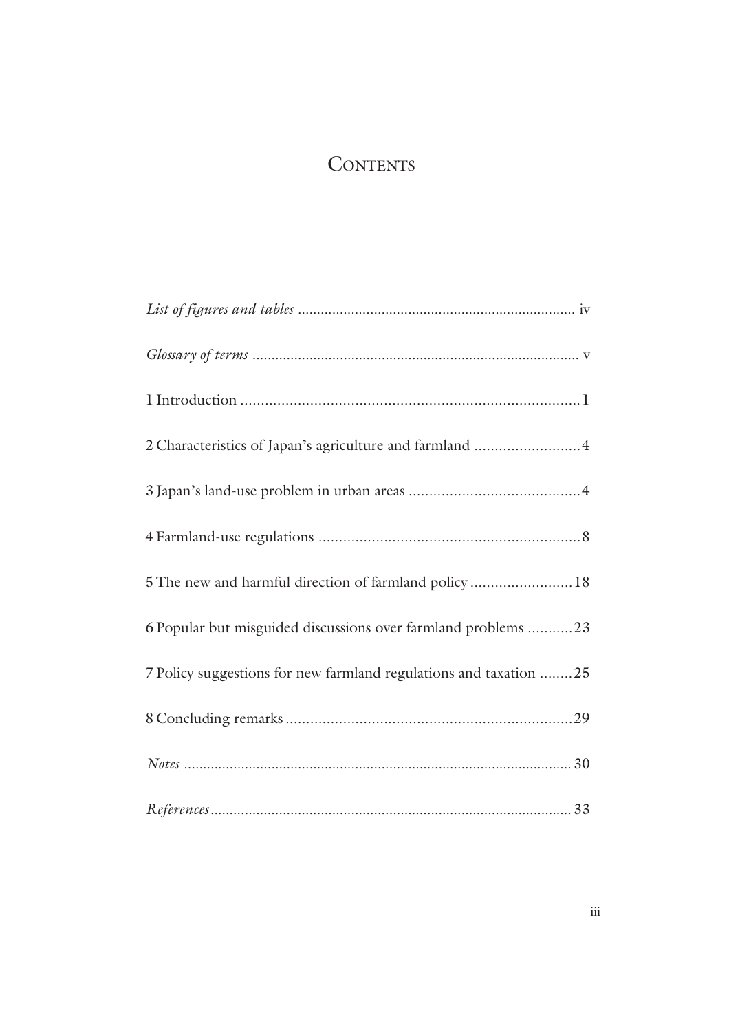# Contents

| | |
|---|---|
| *List of figures and tables* | iv |
| *Glossary of terms* | v |
| 1 Introduction | 1 |
| 2 Characteristics of Japan's agriculture and farmland | 4 |
| 3 Japan's land-use problem in urban areas | 4 |
| 4 Farmland-use regulations | 8 |
| 5 The new and harmful direction of farmland policy | 18 |
| 6 Popular but misguided discussions over farmland problems | 23 |
| 7 Policy suggestions for new farmland regulations and taxation | 25 |
| 8 Concluding remarks | 29 |
| *Notes* | 30 |
| *References* | 33 |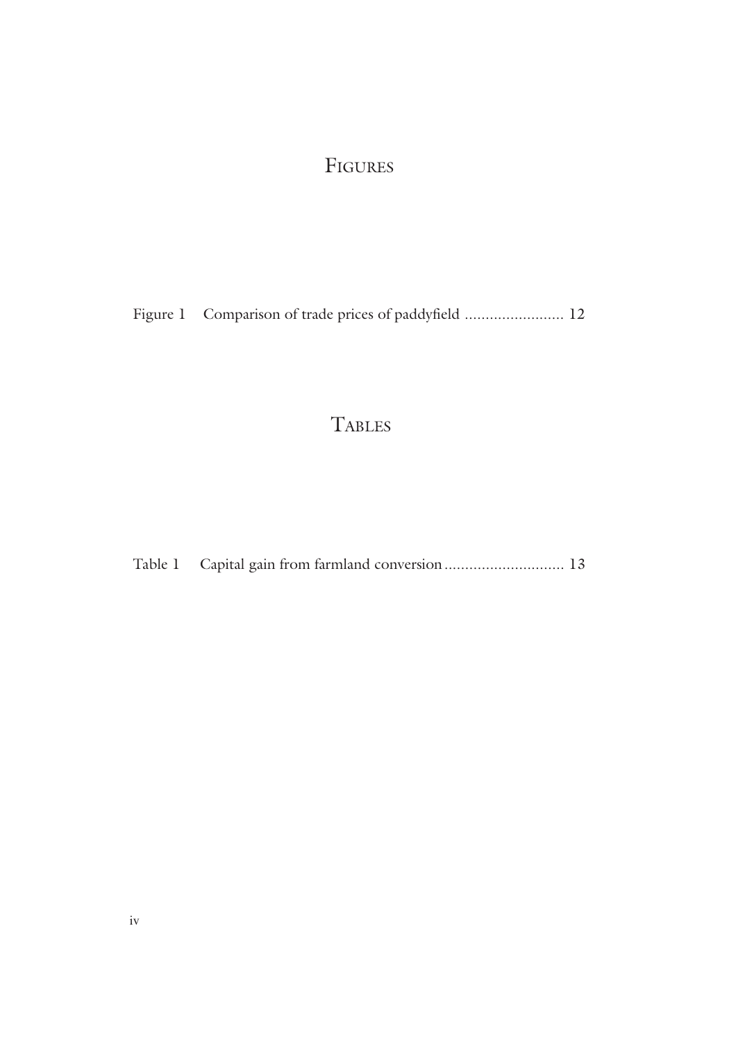# Figures

Figure 1 Comparison of trade prices of paddyfield ........................ 12

# Tables

Table 1 Capital gain from farmland conversion ............................. 13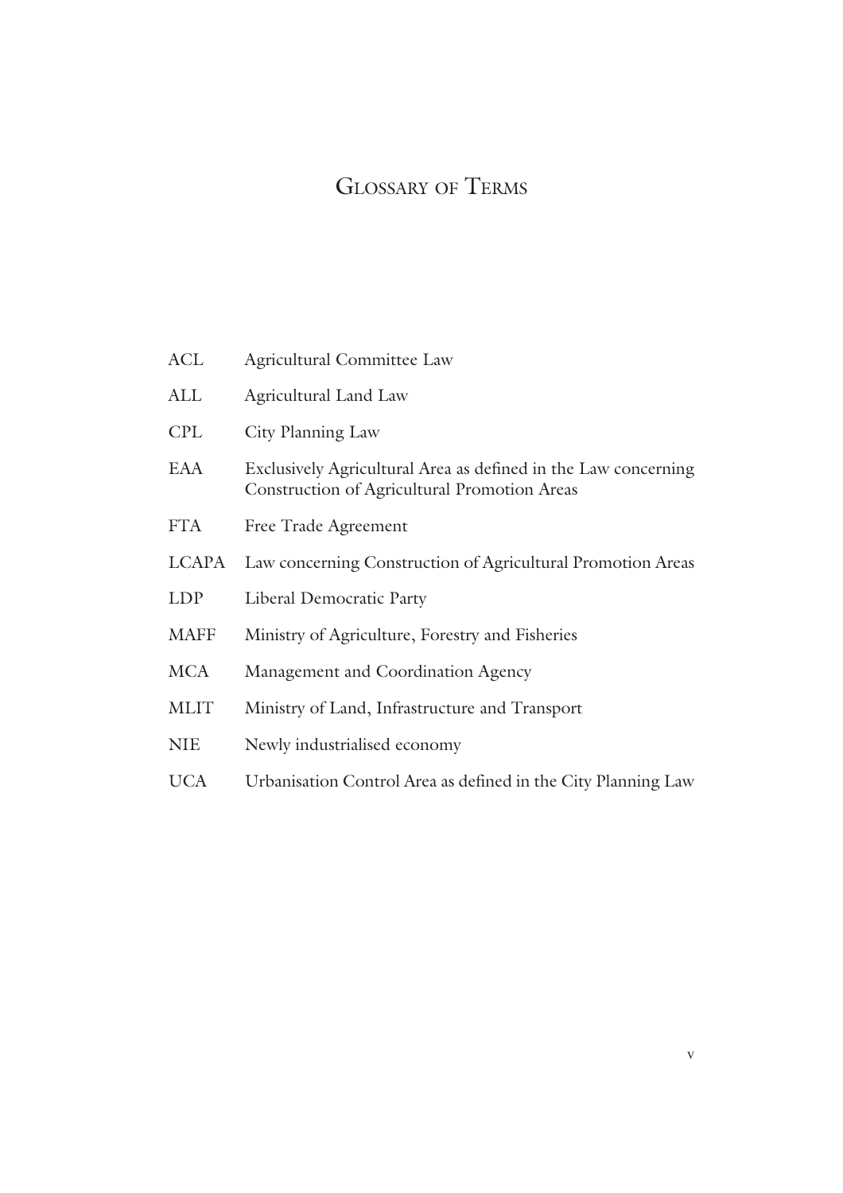# Glossary of Terms

| | |
|---|---|
| ACL | Agricultural Committee Law |
| ALL | Agricultural Land Law |
| CPL | City Planning Law |
| EAA | Exclusively Agricultural Area as defined in the Law concerning Construction of Agricultural Promotion Areas |
| FTA | Free Trade Agreement |
| LCAPA | Law concerning Construction of Agricultural Promotion Areas |
| LDP | Liberal Democratic Party |
| MAFF | Ministry of Agriculture, Forestry and Fisheries |
| MCA | Management and Coordination Agency |
| MLIT | Ministry of Land, Infrastructure and Transport |
| NIE | Newly industrialised economy |
| UCA | Urbanisation Control Area as defined in the City Planning Law |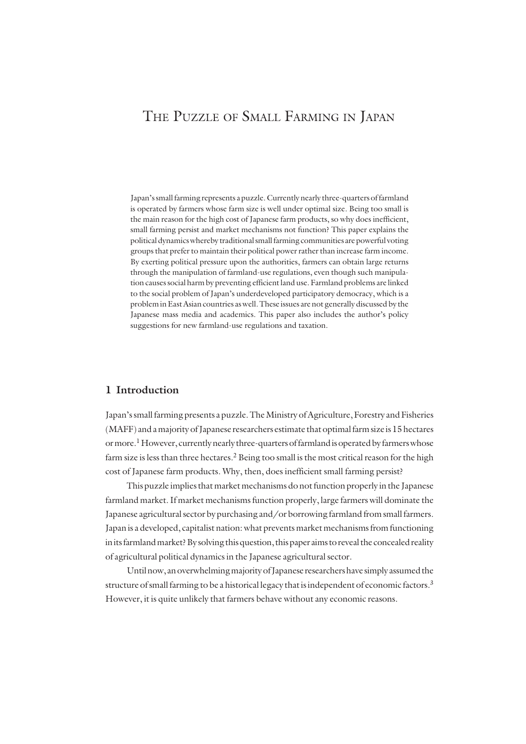# The Puzzle of Small Farming in Japan

Japan's small farming represents a puzzle. Currently nearly three-quarters of farmland is operated by farmers whose farm size is well under optimal size. Being too small is the main reason for the high cost of Japanese farm products, so why does inefficient, small farming persist and market mechanisms not function? This paper explains the political dynamics whereby traditional small farming communities are powerful voting groups that prefer to maintain their political power rather than increase farm income. By exerting political pressure upon the authorities, farmers can obtain large returns through the manipulation of farmland-use regulations, even though such manipulation causes social harm by preventing efficient land use. Farmland problems are linked to the social problem of Japan's underdeveloped participatory democracy, which is a problem in East Asian countries as well. These issues are not generally discussed by the Japanese mass media and academics. This paper also includes the author's policy suggestions for new farmland-use regulations and taxation.

## 1 Introduction

Japan's small farming presents a puzzle. The Ministry of Agriculture, Forestry and Fisheries (MAFF) and a majority of Japanese researchers estimate that optimal farm size is 15 hectares or more.[1] However, currently nearly three-quarters of farmland is operated by farmers whose farm size is less than three hectares.[2] Being too small is the most critical reason for the high cost of Japanese farm products. Why, then, does inefficient small farming persist?

This puzzle implies that market mechanisms do not function properly in the Japanese farmland market. If market mechanisms function properly, large farmers will dominate the Japanese agricultural sector by purchasing and/or borrowing farmland from small farmers. Japan is a developed, capitalist nation: what prevents market mechanisms from functioning in its farmland market? By solving this question, this paper aims to reveal the concealed reality of agricultural political dynamics in the Japanese agricultural sector.

Until now, an overwhelming majority of Japanese researchers have simply assumed the structure of small farming to be a historical legacy that is independent of economic factors.[3] However, it is quite unlikely that farmers behave without any economic reasons.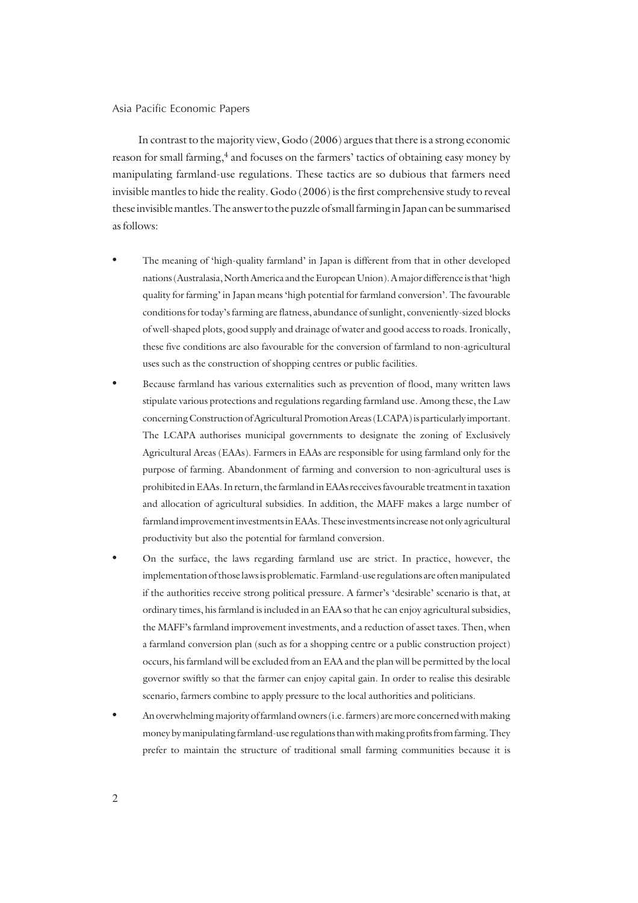In contrast to the majority view, Godo (2006) argues that there is a strong economic reason for small farming,[4] and focuses on the farmers' tactics of obtaining easy money by manipulating farmland-use regulations. These tactics are so dubious that farmers need invisible mantles to hide the reality. Godo (2006) is the first comprehensive study to reveal these invisible mantles. The answer to the puzzle of small farming in Japan can be summarised as follows:

- The meaning of 'high-quality farmland' in Japan is different from that in other developed nations (Australasia, North America and the European Union). A major difference is that 'high quality for farming' in Japan means 'high potential for farmland conversion'. The favourable conditions for today's farming are flatness, abundance of sunlight, conveniently-sized blocks of well-shaped plots, good supply and drainage of water and good access to roads. Ironically, these five conditions are also favourable for the conversion of farmland to non-agricultural uses such as the construction of shopping centres or public facilities.
- Because farmland has various externalities such as prevention of flood, many written laws stipulate various protections and regulations regarding farmland use. Among these, the Law concerning Construction of Agricultural Promotion Areas (LCAPA) is particularly important. The LCAPA authorises municipal governments to designate the zoning of Exclusively Agricultural Areas (EAAs). Farmers in EAAs are responsible for using farmland only for the purpose of farming. Abandonment of farming and conversion to non-agricultural uses is prohibited in EAAs. In return, the farmland in EAAs receives favourable treatment in taxation and allocation of agricultural subsidies. In addition, the MAFF makes a large number of farmland improvement investments in EAAs. These investments increase not only agricultural productivity but also the potential for farmland conversion.
- On the surface, the laws regarding farmland use are strict. In practice, however, the implementation of those laws is problematic. Farmland-use regulations are often manipulated if the authorities receive strong political pressure. A farmer's 'desirable' scenario is that, at ordinary times, his farmland is included in an EAA so that he can enjoy agricultural subsidies, the MAFF's farmland improvement investments, and a reduction of asset taxes. Then, when a farmland conversion plan (such as for a shopping centre or a public construction project) occurs, his farmland will be excluded from an EAA and the plan will be permitted by the local governor swiftly so that the farmer can enjoy capital gain. In order to realise this desirable scenario, farmers combine to apply pressure to the local authorities and politicians.
- An overwhelming majority of farmland owners (i.e. farmers) are more concerned with making money by manipulating farmland-use regulations than with making profits from farming. They prefer to maintain the structure of traditional small farming communities because it is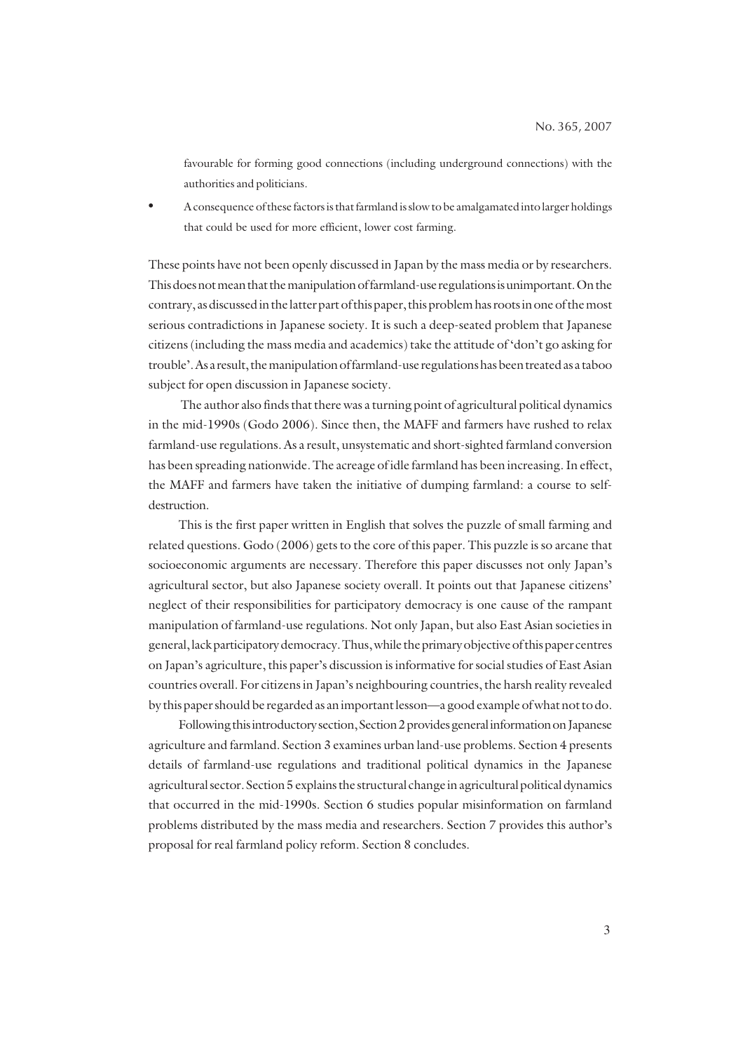favourable for forming good connections (including underground connections) with the authorities and politicians.

- A consequence of these factors is that farmland is slow to be amalgamated into larger holdings that could be used for more efficient, lower cost farming.

These points have not been openly discussed in Japan by the mass media or by researchers. This does not mean that the manipulation of farmland-use regulations is unimportant. On the contrary, as discussed in the latter part of this paper, this problem has roots in one of the most serious contradictions in Japanese society. It is such a deep-seated problem that Japanese citizens (including the mass media and academics) take the attitude of 'don't go asking for trouble'. As a result, the manipulation of farmland-use regulations has been treated as a taboo subject for open discussion in Japanese society.

The author also finds that there was a turning point of agricultural political dynamics in the mid-1990s (Godo 2006). Since then, the MAFF and farmers have rushed to relax farmland-use regulations. As a result, unsystematic and short-sighted farmland conversion has been spreading nationwide. The acreage of idle farmland has been increasing. In effect, the MAFF and farmers have taken the initiative of dumping farmland: a course to self-destruction.

This is the first paper written in English that solves the puzzle of small farming and related questions. Godo (2006) gets to the core of this paper. This puzzle is so arcane that socioeconomic arguments are necessary. Therefore this paper discusses not only Japan's agricultural sector, but also Japanese society overall. It points out that Japanese citizens' neglect of their responsibilities for participatory democracy is one cause of the rampant manipulation of farmland-use regulations. Not only Japan, but also East Asian societies in general, lack participatory democracy. Thus, while the primary objective of this paper centres on Japan's agriculture, this paper's discussion is informative for social studies of East Asian countries overall. For citizens in Japan's neighbouring countries, the harsh reality revealed by this paper should be regarded as an important lesson—a good example of what not to do.

Following this introductory section, Section 2 provides general information on Japanese agriculture and farmland. Section 3 examines urban land-use problems. Section 4 presents details of farmland-use regulations and traditional political dynamics in the Japanese agricultural sector. Section 5 explains the structural change in agricultural political dynamics that occurred in the mid-1990s. Section 6 studies popular misinformation on farmland problems distributed by the mass media and researchers. Section 7 provides this author's proposal for real farmland policy reform. Section 8 concludes.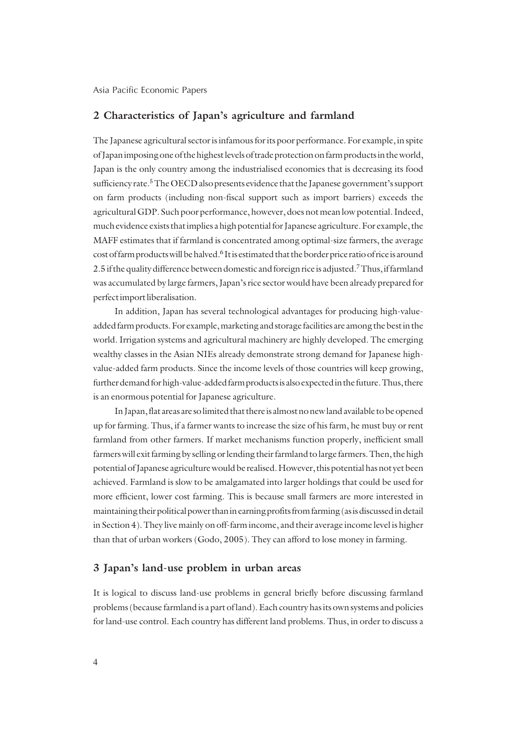## 2 Characteristics of Japan's agriculture and farmland

The Japanese agricultural sector is infamous for its poor performance. For example, in spite of Japan imposing one of the highest levels of trade protection on farm products in the world, Japan is the only country among the industrialised economies that is decreasing its food sufficiency rate.[5] The OECD also presents evidence that the Japanese government's support on farm products (including non-fiscal support such as import barriers) exceeds the agricultural GDP. Such poor performance, however, does not mean low potential. Indeed, much evidence exists that implies a high potential for Japanese agriculture. For example, the MAFF estimates that if farmland is concentrated among optimal-size farmers, the average cost of farm products will be halved.[6] It is estimated that the border price ratio of rice is around 2.5 if the quality difference between domestic and foreign rice is adjusted.[7] Thus, if farmland was accumulated by large farmers, Japan's rice sector would have been already prepared for perfect import liberalisation.

In addition, Japan has several technological advantages for producing high-value-added farm products. For example, marketing and storage facilities are among the best in the world. Irrigation systems and agricultural machinery are highly developed. The emerging wealthy classes in the Asian NIEs already demonstrate strong demand for Japanese high-value-added farm products. Since the income levels of those countries will keep growing, further demand for high-value-added farm products is also expected in the future. Thus, there is an enormous potential for Japanese agriculture.

In Japan, flat areas are so limited that there is almost no new land available to be opened up for farming. Thus, if a farmer wants to increase the size of his farm, he must buy or rent farmland from other farmers. If market mechanisms function properly, inefficient small farmers will exit farming by selling or lending their farmland to large farmers. Then, the high potential of Japanese agriculture would be realised. However, this potential has not yet been achieved. Farmland is slow to be amalgamated into larger holdings that could be used for more efficient, lower cost farming. This is because small farmers are more interested in maintaining their political power than in earning profits from farming (as is discussed in detail in Section 4). They live mainly on off-farm income, and their average income level is higher than that of urban workers (Godo, 2005). They can afford to lose money in farming.

## 3 Japan's land-use problem in urban areas

It is logical to discuss land-use problems in general briefly before discussing farmland problems (because farmland is a part of land). Each country has its own systems and policies for land-use control. Each country has different land problems. Thus, in order to discuss a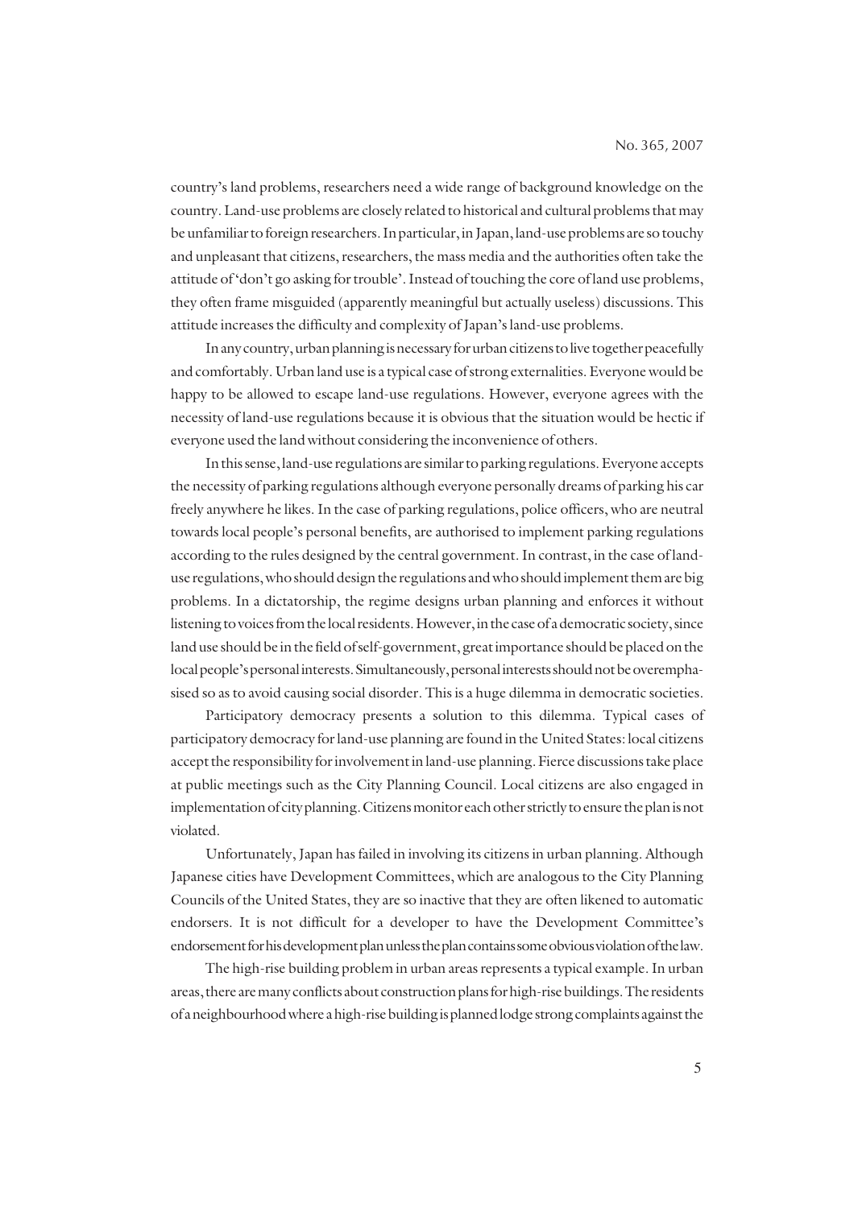country's land problems, researchers need a wide range of background knowledge on the country. Land-use problems are closely related to historical and cultural problems that may be unfamiliar to foreign researchers. In particular, in Japan, land-use problems are so touchy and unpleasant that citizens, researchers, the mass media and the authorities often take the attitude of 'don't go asking for trouble'. Instead of touching the core of land use problems, they often frame misguided (apparently meaningful but actually useless) discussions. This attitude increases the difficulty and complexity of Japan's land-use problems.

In any country, urban planning is necessary for urban citizens to live together peacefully and comfortably. Urban land use is a typical case of strong externalities. Everyone would be happy to be allowed to escape land-use regulations. However, everyone agrees with the necessity of land-use regulations because it is obvious that the situation would be hectic if everyone used the land without considering the inconvenience of others.

In this sense, land-use regulations are similar to parking regulations. Everyone accepts the necessity of parking regulations although everyone personally dreams of parking his car freely anywhere he likes. In the case of parking regulations, police officers, who are neutral towards local people's personal benefits, are authorised to implement parking regulations according to the rules designed by the central government. In contrast, in the case of land-use regulations, who should design the regulations and who should implement them are big problems. In a dictatorship, the regime designs urban planning and enforces it without listening to voices from the local residents. However, in the case of a democratic society, since land use should be in the field of self-government, great importance should be placed on the local people's personal interests. Simultaneously, personal interests should not be overemphasised so as to avoid causing social disorder. This is a huge dilemma in democratic societies.

Participatory democracy presents a solution to this dilemma. Typical cases of participatory democracy for land-use planning are found in the United States: local citizens accept the responsibility for involvement in land-use planning. Fierce discussions take place at public meetings such as the City Planning Council. Local citizens are also engaged in implementation of city planning. Citizens monitor each other strictly to ensure the plan is not violated.

Unfortunately, Japan has failed in involving its citizens in urban planning. Although Japanese cities have Development Committees, which are analogous to the City Planning Councils of the United States, they are so inactive that they are often likened to automatic endorsers. It is not difficult for a developer to have the Development Committee's endorsement for his development plan unless the plan contains some obvious violation of the law.

The high-rise building problem in urban areas represents a typical example. In urban areas, there are many conflicts about construction plans for high-rise buildings. The residents of a neighbourhood where a high-rise building is planned lodge strong complaints against the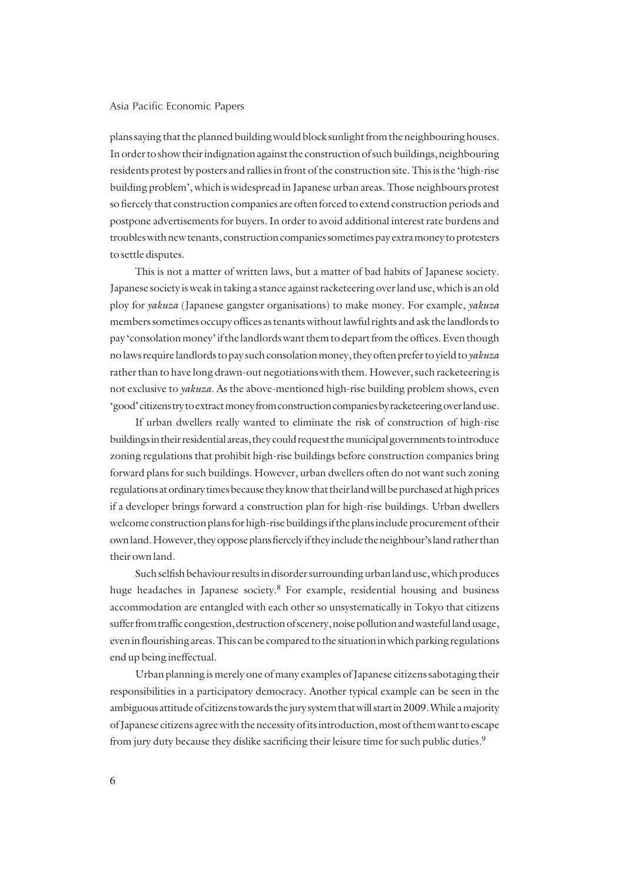plans saying that the planned building would block sunlight from the neighbouring houses. In order to show their indignation against the construction of such buildings, neighbouring residents protest by posters and rallies in front of the construction site. This is the 'high-rise building problem', which is widespread in Japanese urban areas. Those neighbours protest so fiercely that construction companies are often forced to extend construction periods and postpone advertisements for buyers. In order to avoid additional interest rate burdens and troubles with new tenants, construction companies sometimes pay extra money to protesters to settle disputes.

This is not a matter of written laws, but a matter of bad habits of Japanese society. Japanese society is weak in taking a stance against racketeering over land use, which is an old ploy for *yakuza* (Japanese gangster organisations) to make money. For example, *yakuza* members sometimes occupy offices as tenants without lawful rights and ask the landlords to pay 'consolation money' if the landlords want them to depart from the offices. Even though no laws require landlords to pay such consolation money, they often prefer to yield to *yakuza* rather than to have long drawn-out negotiations with them. However, such racketeering is not exclusive to *yakuza*. As the above-mentioned high-rise building problem shows, even 'good' citizens try to extract money from construction companies by racketeering over land use.

If urban dwellers really wanted to eliminate the risk of construction of high-rise buildings in their residential areas, they could request the municipal governments to introduce zoning regulations that prohibit high-rise buildings before construction companies bring forward plans for such buildings. However, urban dwellers often do not want such zoning regulations at ordinary times because they know that their land will be purchased at high prices if a developer brings forward a construction plan for high-rise buildings. Urban dwellers welcome construction plans for high-rise buildings if the plans include procurement of their own land. However, they oppose plans fiercely if they include the neighbour's land rather than their own land.

Such selfish behaviour results in disorder surrounding urban land use, which produces huge headaches in Japanese society.[8] For example, residential housing and business accommodation are entangled with each other so unsystematically in Tokyo that citizens suffer from traffic congestion, destruction of scenery, noise pollution and wasteful land usage, even in flourishing areas. This can be compared to the situation in which parking regulations end up being ineffectual.

Urban planning is merely one of many examples of Japanese citizens sabotaging their responsibilities in a participatory democracy. Another typical example can be seen in the ambiguous attitude of citizens towards the jury system that will start in 2009. While a majority of Japanese citizens agree with the necessity of its introduction, most of them want to escape from jury duty because they dislike sacrificing their leisure time for such public duties.[9]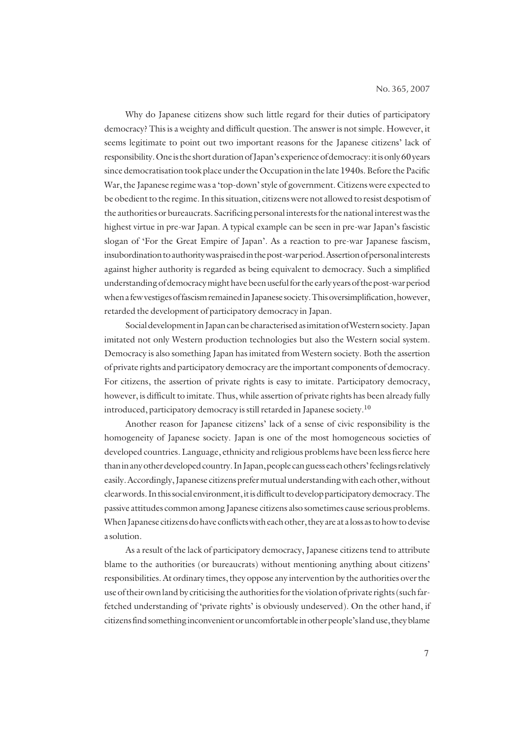Why do Japanese citizens show such little regard for their duties of participatory democracy? This is a weighty and difficult question. The answer is not simple. However, it seems legitimate to point out two important reasons for the Japanese citizens' lack of responsibility. One is the short duration of Japan's experience of democracy: it is only 60 years since democratisation took place under the Occupation in the late 1940s. Before the Pacific War, the Japanese regime was a 'top-down' style of government. Citizens were expected to be obedient to the regime. In this situation, citizens were not allowed to resist despotism of the authorities or bureaucrats. Sacrificing personal interests for the national interest was the highest virtue in pre-war Japan. A typical example can be seen in pre-war Japan's fascistic slogan of 'For the Great Empire of Japan'. As a reaction to pre-war Japanese fascism, insubordination to authority was praised in the post-war period. Assertion of personal interests against higher authority is regarded as being equivalent to democracy. Such a simplified understanding of democracy might have been useful for the early years of the post-war period when a few vestiges of fascism remained in Japanese society. This oversimplification, however, retarded the development of participatory democracy in Japan.

Social development in Japan can be characterised as imitation of Western society. Japan imitated not only Western production technologies but also the Western social system. Democracy is also something Japan has imitated from Western society. Both the assertion of private rights and participatory democracy are the important components of democracy. For citizens, the assertion of private rights is easy to imitate. Participatory democracy, however, is difficult to imitate. Thus, while assertion of private rights has been already fully introduced, participatory democracy is still retarded in Japanese society.[10]

Another reason for Japanese citizens' lack of a sense of civic responsibility is the homogeneity of Japanese society. Japan is one of the most homogeneous societies of developed countries. Language, ethnicity and religious problems have been less fierce here than in any other developed country. In Japan, people can guess each others' feelings relatively easily. Accordingly, Japanese citizens prefer mutual understanding with each other, without clear words. In this social environment, it is difficult to develop participatory democracy. The passive attitudes common among Japanese citizens also sometimes cause serious problems. When Japanese citizens do have conflicts with each other, they are at a loss as to how to devise a solution.

As a result of the lack of participatory democracy, Japanese citizens tend to attribute blame to the authorities (or bureaucrats) without mentioning anything about citizens' responsibilities. At ordinary times, they oppose any intervention by the authorities over the use of their own land by criticising the authorities for the violation of private rights (such far-fetched understanding of 'private rights' is obviously undeserved). On the other hand, if citizens find something inconvenient or uncomfortable in other people's land use, they blame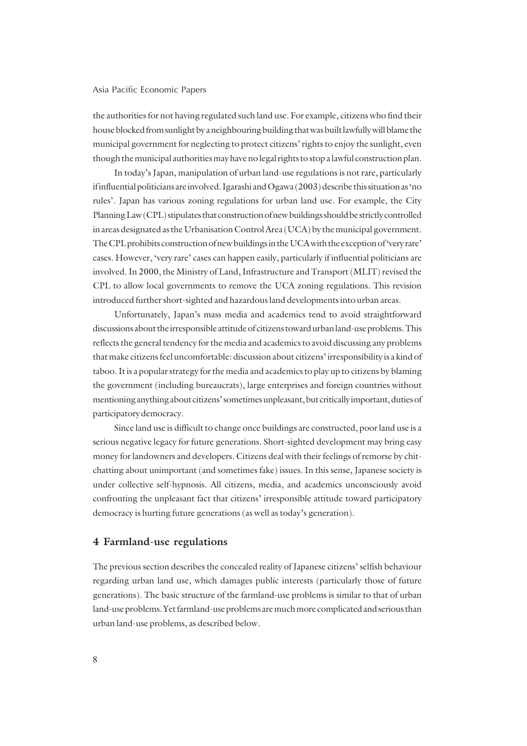the authorities for not having regulated such land use. For example, citizens who find their house blocked from sunlight by a neighbouring building that was built lawfully will blame the municipal government for neglecting to protect citizens' rights to enjoy the sunlight, even though the municipal authorities may have no legal rights to stop a lawful construction plan.

In today's Japan, manipulation of urban land-use regulations is not rare, particularly if influential politicians are involved. Igarashi and Ogawa (2003) describe this situation as 'no rules'. Japan has various zoning regulations for urban land use. For example, the City Planning Law (CPL) stipulates that construction of new buildings should be strictly controlled in areas designated as the Urbanisation Control Area (UCA) by the municipal government. The CPL prohibits construction of new buildings in the UCA with the exception of 'very rare' cases. However, 'very rare' cases can happen easily, particularly if influential politicians are involved. In 2000, the Ministry of Land, Infrastructure and Transport (MLIT) revised the CPL to allow local governments to remove the UCA zoning regulations. This revision introduced further short-sighted and hazardous land developments into urban areas.

Unfortunately, Japan's mass media and academics tend to avoid straightforward discussions about the irresponsible attitude of citizens toward urban land-use problems. This reflects the general tendency for the media and academics to avoid discussing any problems that make citizens feel uncomfortable: discussion about citizens' irresponsibility is a kind of taboo. It is a popular strategy for the media and academics to play up to citizens by blaming the government (including bureaucrats), large enterprises and foreign countries without mentioning anything about citizens' sometimes unpleasant, but critically important, duties of participatory democracy.

Since land use is difficult to change once buildings are constructed, poor land use is a serious negative legacy for future generations. Short-sighted development may bring easy money for landowners and developers. Citizens deal with their feelings of remorse by chit-chatting about unimportant (and sometimes fake) issues. In this sense, Japanese society is under collective self-hypnosis. All citizens, media, and academics unconsciously avoid confronting the unpleasant fact that citizens' irresponsible attitude toward participatory democracy is hurting future generations (as well as today's generation).

## 4 Farmland-use regulations

The previous section describes the concealed reality of Japanese citizens' selfish behaviour regarding urban land use, which damages public interests (particularly those of future generations). The basic structure of the farmland-use problems is similar to that of urban land-use problems. Yet farmland-use problems are much more complicated and serious than urban land-use problems, as described below.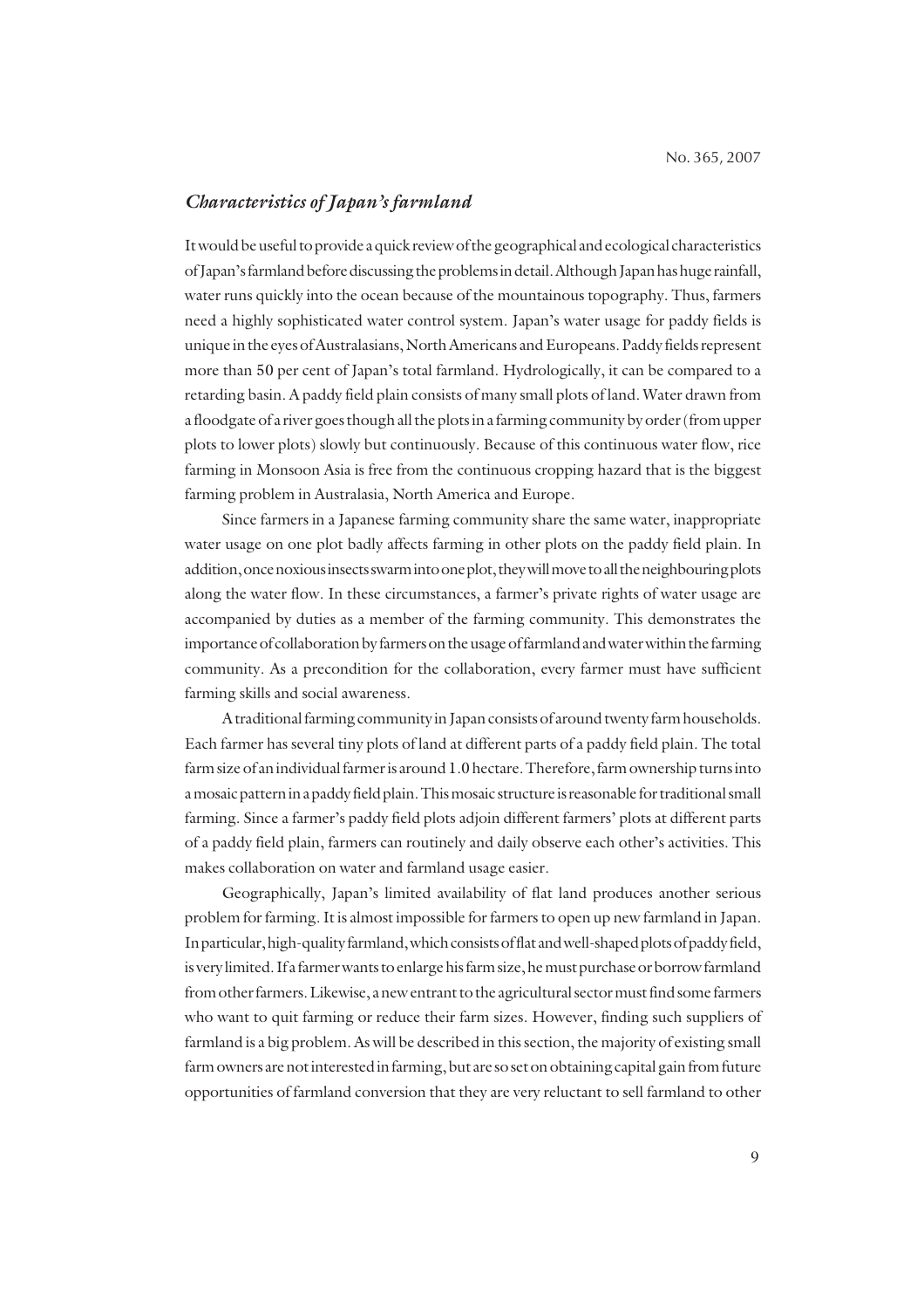### *Characteristics of Japan's farmland*

It would be useful to provide a quick review of the geographical and ecological characteristics of Japan's farmland before discussing the problems in detail. Although Japan has huge rainfall, water runs quickly into the ocean because of the mountainous topography. Thus, farmers need a highly sophisticated water control system. Japan's water usage for paddy fields is unique in the eyes of Australasians, North Americans and Europeans. Paddy fields represent more than 50 per cent of Japan's total farmland. Hydrologically, it can be compared to a retarding basin. A paddy field plain consists of many small plots of land. Water drawn from a floodgate of a river goes though all the plots in a farming community by order (from upper plots to lower plots) slowly but continuously. Because of this continuous water flow, rice farming in Monsoon Asia is free from the continuous cropping hazard that is the biggest farming problem in Australasia, North America and Europe.

Since farmers in a Japanese farming community share the same water, inappropriate water usage on one plot badly affects farming in other plots on the paddy field plain. In addition, once noxious insects swarm into one plot, they will move to all the neighbouring plots along the water flow. In these circumstances, a farmer's private rights of water usage are accompanied by duties as a member of the farming community. This demonstrates the importance of collaboration by farmers on the usage of farmland and water within the farming community. As a precondition for the collaboration, every farmer must have sufficient farming skills and social awareness.

A traditional farming community in Japan consists of around twenty farm households. Each farmer has several tiny plots of land at different parts of a paddy field plain. The total farm size of an individual farmer is around 1.0 hectare. Therefore, farm ownership turns into a mosaic pattern in a paddy field plain. This mosaic structure is reasonable for traditional small farming. Since a farmer's paddy field plots adjoin different farmers' plots at different parts of a paddy field plain, farmers can routinely and daily observe each other's activities. This makes collaboration on water and farmland usage easier.

Geographically, Japan's limited availability of flat land produces another serious problem for farming. It is almost impossible for farmers to open up new farmland in Japan. In particular, high-quality farmland, which consists of flat and well-shaped plots of paddy field, is very limited. If a farmer wants to enlarge his farm size, he must purchase or borrow farmland from other farmers. Likewise, a new entrant to the agricultural sector must find some farmers who want to quit farming or reduce their farm sizes. However, finding such suppliers of farmland is a big problem. As will be described in this section, the majority of existing small farm owners are not interested in farming, but are so set on obtaining capital gain from future opportunities of farmland conversion that they are very reluctant to sell farmland to other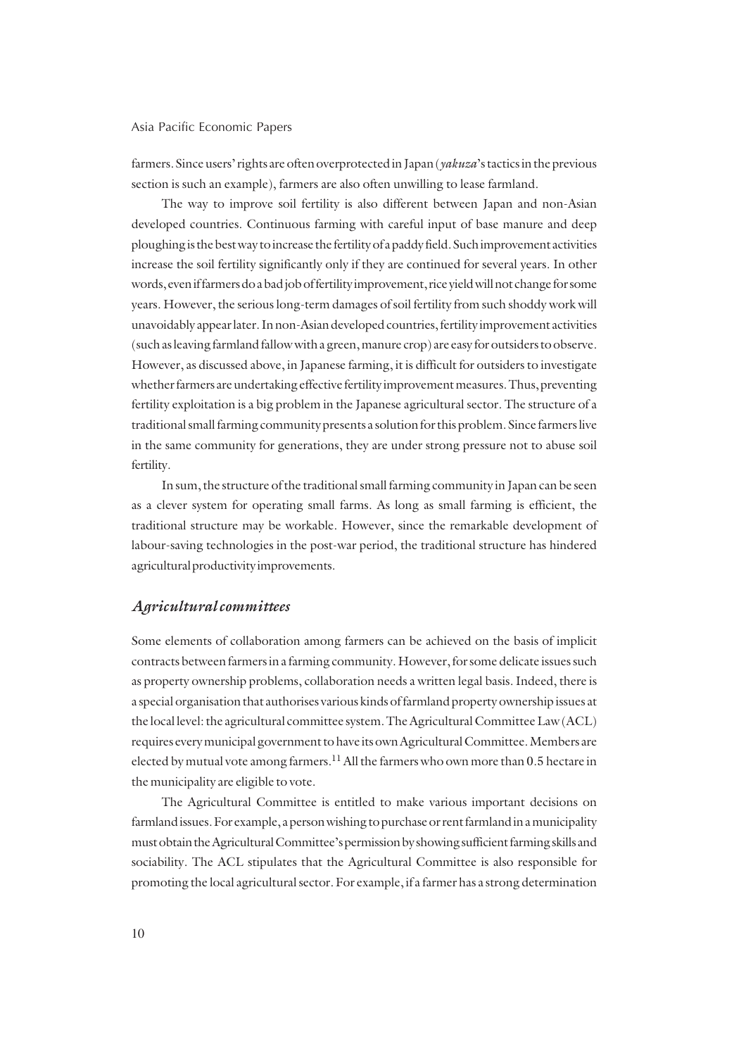farmers. Since users' rights are often overprotected in Japan (*yakuza*'s tactics in the previous section is such an example), farmers are also often unwilling to lease farmland.

The way to improve soil fertility is also different between Japan and non-Asian developed countries. Continuous farming with careful input of base manure and deep ploughing is the best way to increase the fertility of a paddy field. Such improvement activities increase the soil fertility significantly only if they are continued for several years. In other words, even if farmers do a bad job of fertility improvement, rice yield will not change for some years. However, the serious long-term damages of soil fertility from such shoddy work will unavoidably appear later. In non-Asian developed countries, fertility improvement activities (such as leaving farmland fallow with a green, manure crop) are easy for outsiders to observe. However, as discussed above, in Japanese farming, it is difficult for outsiders to investigate whether farmers are undertaking effective fertility improvement measures. Thus, preventing fertility exploitation is a big problem in the Japanese agricultural sector. The structure of a traditional small farming community presents a solution for this problem. Since farmers live in the same community for generations, they are under strong pressure not to abuse soil fertility.

In sum, the structure of the traditional small farming community in Japan can be seen as a clever system for operating small farms. As long as small farming is efficient, the traditional structure may be workable. However, since the remarkable development of labour-saving technologies in the post-war period, the traditional structure has hindered agricultural productivity improvements.

## *Agricultural committees*

Some elements of collaboration among farmers can be achieved on the basis of implicit contracts between farmers in a farming community. However, for some delicate issues such as property ownership problems, collaboration needs a written legal basis. Indeed, there is a special organisation that authorises various kinds of farmland property ownership issues at the local level: the agricultural committee system. The Agricultural Committee Law (ACL) requires every municipal government to have its own Agricultural Committee. Members are elected by mutual vote among farmers.[11] All the farmers who own more than 0.5 hectare in the municipality are eligible to vote.

The Agricultural Committee is entitled to make various important decisions on farmland issues. For example, a person wishing to purchase or rent farmland in a municipality must obtain the Agricultural Committee's permission by showing sufficient farming skills and sociability. The ACL stipulates that the Agricultural Committee is also responsible for promoting the local agricultural sector. For example, if a farmer has a strong determination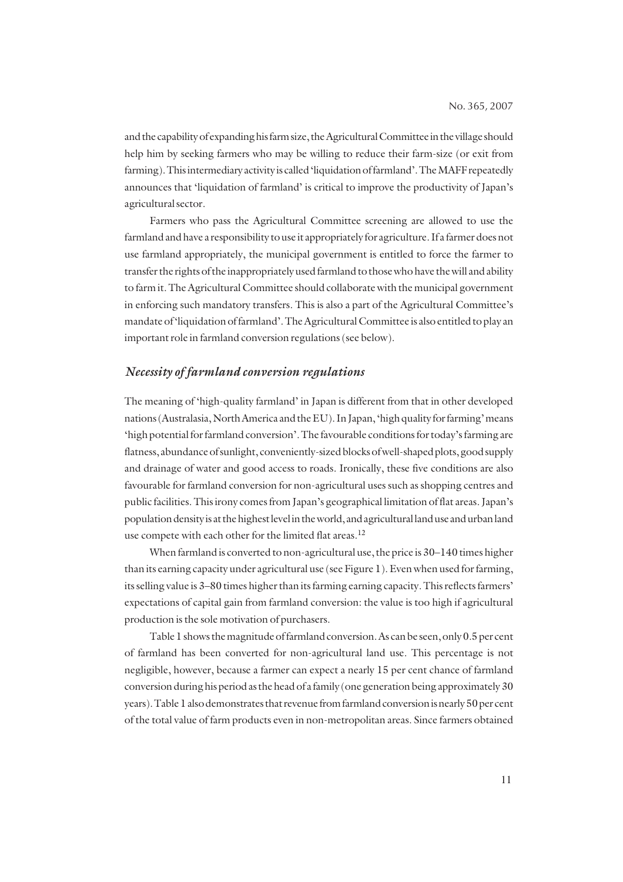and the capability of expanding his farm size, the Agricultural Committee in the village should help him by seeking farmers who may be willing to reduce their farm-size (or exit from farming). This intermediary activity is called 'liquidation of farmland'. The MAFF repeatedly announces that 'liquidation of farmland' is critical to improve the productivity of Japan's agricultural sector.

Farmers who pass the Agricultural Committee screening are allowed to use the farmland and have a responsibility to use it appropriately for agriculture. If a farmer does not use farmland appropriately, the municipal government is entitled to force the farmer to transfer the rights of the inappropriately used farmland to those who have the will and ability to farm it. The Agricultural Committee should collaborate with the municipal government in enforcing such mandatory transfers. This is also a part of the Agricultural Committee's mandate of 'liquidation of farmland'. The Agricultural Committee is also entitled to play an important role in farmland conversion regulations (see below).

### *Necessity of farmland conversion regulations*

The meaning of 'high-quality farmland' in Japan is different from that in other developed nations (Australasia, North America and the EU). In Japan, 'high quality for farming' means 'high potential for farmland conversion'. The favourable conditions for today's farming are flatness, abundance of sunlight, conveniently-sized blocks of well-shaped plots, good supply and drainage of water and good access to roads. Ironically, these five conditions are also favourable for farmland conversion for non-agricultural uses such as shopping centres and public facilities. This irony comes from Japan's geographical limitation of flat areas. Japan's population density is at the highest level in the world, and agricultural land use and urban land use compete with each other for the limited flat areas.[12]

When farmland is converted to non-agricultural use, the price is 30–140 times higher than its earning capacity under agricultural use (see Figure 1). Even when used for farming, its selling value is 3–80 times higher than its farming earning capacity. This reflects farmers' expectations of capital gain from farmland conversion: the value is too high if agricultural production is the sole motivation of purchasers.

Table 1 shows the magnitude of farmland conversion. As can be seen, only 0.5 per cent of farmland has been converted for non-agricultural land use. This percentage is not negligible, however, because a farmer can expect a nearly 15 per cent chance of farmland conversion during his period as the head of a family (one generation being approximately 30 years). Table 1 also demonstrates that revenue from farmland conversion is nearly 50 per cent of the total value of farm products even in non-metropolitan areas. Since farmers obtained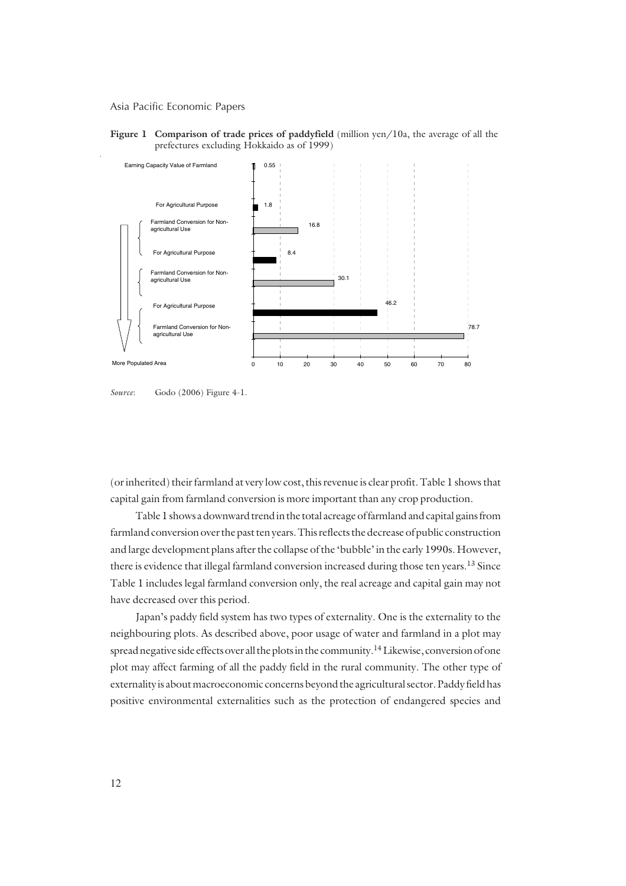**Figure 1 Comparison of trade prices of paddyfield** (million yen/10a, the average of all the prefectures excluding Hokkaido as of 1999)

| | Value |
|---|---|
| Earning Capacity Value of Farmland | 0.55 |
| For Agricultural Purpose | 1.8 |
| Farmland Conversion for Non-agricultural Use | 16.8 |
| For Agricultural Purpose | 8.4 |
| Farmland Conversion for Non-agricultural Use | 30.1 |
| For Agricultural Purpose | 46.2 |
| Farmland Conversion for Non-agricultural Use | 78.7 |

More Populated Area

*Source*: Godo (2006) Figure 4-1.

(or inherited) their farmland at very low cost, this revenue is clear profit. Table 1 shows that capital gain from farmland conversion is more important than any crop production.

Table 1 shows a downward trend in the total acreage of farmland and capital gains from farmland conversion over the past ten years. This reflects the decrease of public construction and large development plans after the collapse of the 'bubble' in the early 1990s. However, there is evidence that illegal farmland conversion increased during those ten years.[13] Since Table 1 includes legal farmland conversion only, the real acreage and capital gain may not have decreased over this period.

Japan's paddy field system has two types of externality. One is the externality to the neighbouring plots. As described above, poor usage of water and farmland in a plot may spread negative side effects over all the plots in the community.[14] Likewise, conversion of one plot may affect farming of all the paddy field in the rural community. The other type of externality is about macroeconomic concerns beyond the agricultural sector. Paddy field has positive environmental externalities such as the protection of endangered species and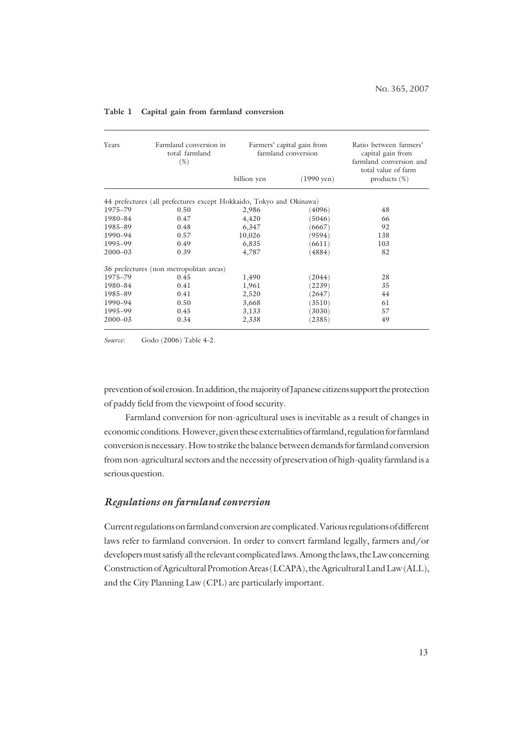**Table 1 Capital gain from farmland conversion**

| Years | Farmland conversion in total farmland (%) | Farmers' capital gain from farmland conversion | | Ratio between farmers' capital gain from farmland conversion and total value of farm products (%) |
|---|---|---|---|---|
| | | billion yen | (1990 yen) | |
| 44 prefectures (all prefectures except Hokkaido, Tokyo and Okinawa) | | | | |
| 1975–79 | 0.50 | 2,986 | (4096) | 48 |
| 1980–84 | 0.47 | 4,420 | (5046) | 66 |
| 1985–89 | 0.48 | 6,347 | (6667) | 92 |
| 1990–94 | 0.57 | 10,026 | (9594) | 138 |
| 1995–99 | 0.49 | 6,835 | (6611) | 103 |
| 2000–03 | 0.39 | 4,787 | (4884) | 82 |
| 36 prefectures (non metropolitan areas) | | | | |
| 1975–79 | 0.45 | 1,490 | (2044) | 28 |
| 1980–84 | 0.41 | 1,961 | (2239) | 35 |
| 1985–89 | 0.41 | 2,520 | (2647) | 44 |
| 1990–94 | 0.50 | 3,668 | (3510) | 61 |
| 1995–99 | 0.45 | 3,133 | (3030) | 57 |
| 2000–03 | 0.34 | 2,338 | (2385) | 49 |

*Source*: Godo (2006) Table 4-2.

prevention of soil erosion. In addition, the majority of Japanese citizens support the protection of paddy field from the viewpoint of food security.

Farmland conversion for non-agricultural uses is inevitable as a result of changes in economic conditions. However, given these externalities of farmland, regulation for farmland conversion is necessary. How to strike the balance between demands for farmland conversion from non-agricultural sectors and the necessity of preservation of high-quality farmland is a serious question.

## *Regulations on farmland conversion*

Current regulations on farmland conversion are complicated. Various regulations of different laws refer to farmland conversion. In order to convert farmland legally, farmers and/or developers must satisfy all the relevant complicated laws. Among the laws, the Law concerning Construction of Agricultural Promotion Areas (LCAPA), the Agricultural Land Law (ALL), and the City Planning Law (CPL) are particularly important.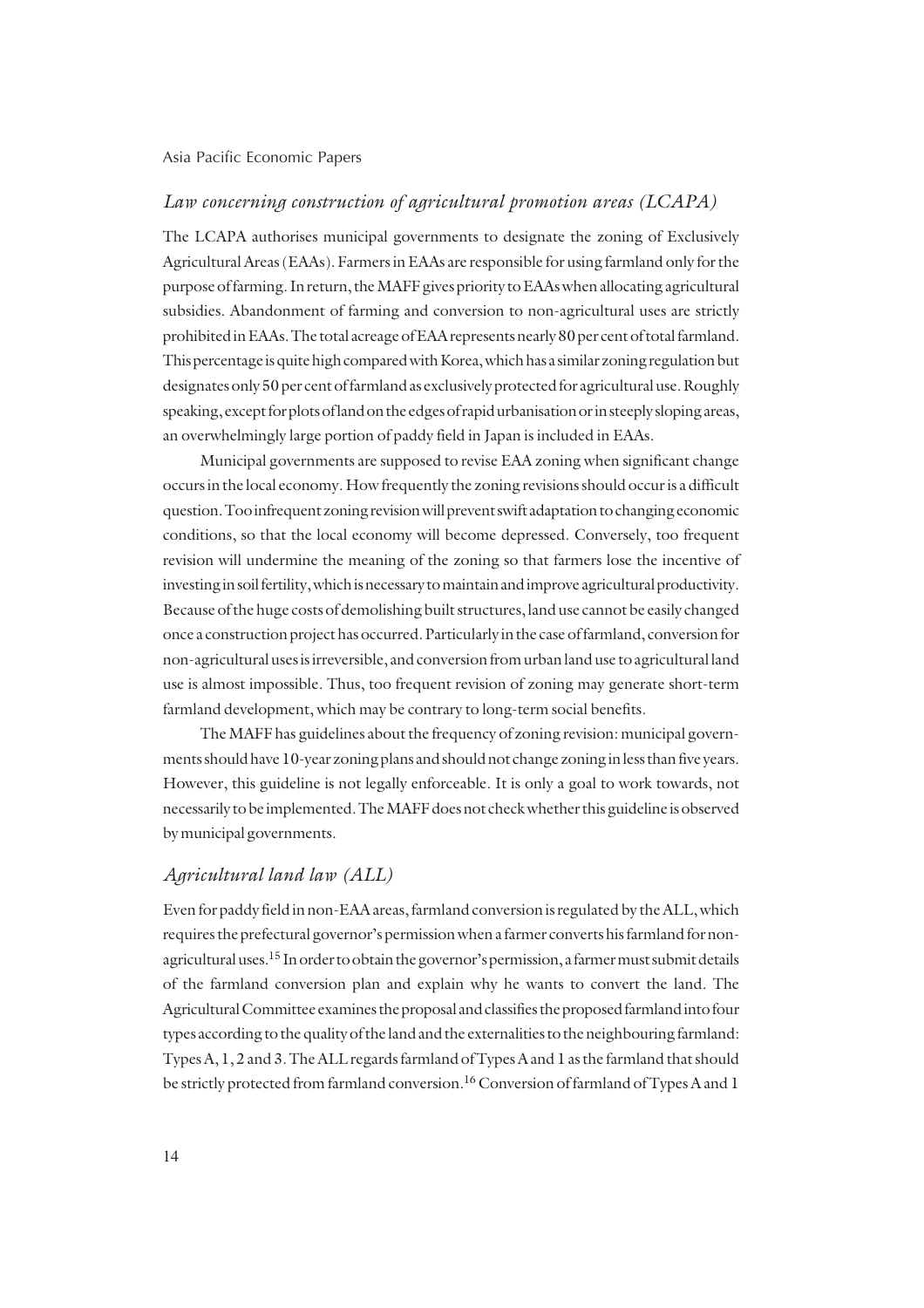### *Law concerning construction of agricultural promotion areas (LCAPA)*

The LCAPA authorises municipal governments to designate the zoning of Exclusively Agricultural Areas (EAAs). Farmers in EAAs are responsible for using farmland only for the purpose of farming. In return, the MAFF gives priority to EAAs when allocating agricultural subsidies. Abandonment of farming and conversion to non-agricultural uses are strictly prohibited in EAAs. The total acreage of EAA represents nearly 80 per cent of total farmland. This percentage is quite high compared with Korea, which has a similar zoning regulation but designates only 50 per cent of farmland as exclusively protected for agricultural use. Roughly speaking, except for plots of land on the edges of rapid urbanisation or in steeply sloping areas, an overwhelmingly large portion of paddy field in Japan is included in EAAs.

Municipal governments are supposed to revise EAA zoning when significant change occurs in the local economy. How frequently the zoning revisions should occur is a difficult question. Too infrequent zoning revision will prevent swift adaptation to changing economic conditions, so that the local economy will become depressed. Conversely, too frequent revision will undermine the meaning of the zoning so that farmers lose the incentive of investing in soil fertility, which is necessary to maintain and improve agricultural productivity. Because of the huge costs of demolishing built structures, land use cannot be easily changed once a construction project has occurred. Particularly in the case of farmland, conversion for non-agricultural uses is irreversible, and conversion from urban land use to agricultural land use is almost impossible. Thus, too frequent revision of zoning may generate short-term farmland development, which may be contrary to long-term social benefits.

The MAFF has guidelines about the frequency of zoning revision: municipal governments should have 10-year zoning plans and should not change zoning in less than five years. However, this guideline is not legally enforceable. It is only a goal to work towards, not necessarily to be implemented. The MAFF does not check whether this guideline is observed by municipal governments.

### *Agricultural land law (ALL)*

Even for paddy field in non-EAA areas, farmland conversion is regulated by the ALL, which requires the prefectural governor's permission when a farmer converts his farmland for non-agricultural uses.[15] In order to obtain the governor's permission, a farmer must submit details of the farmland conversion plan and explain why he wants to convert the land. The Agricultural Committee examines the proposal and classifies the proposed farmland into four types according to the quality of the land and the externalities to the neighbouring farmland: Types A, 1, 2 and 3. The ALL regards farmland of Types A and 1 as the farmland that should be strictly protected from farmland conversion.[16] Conversion of farmland of Types A and 1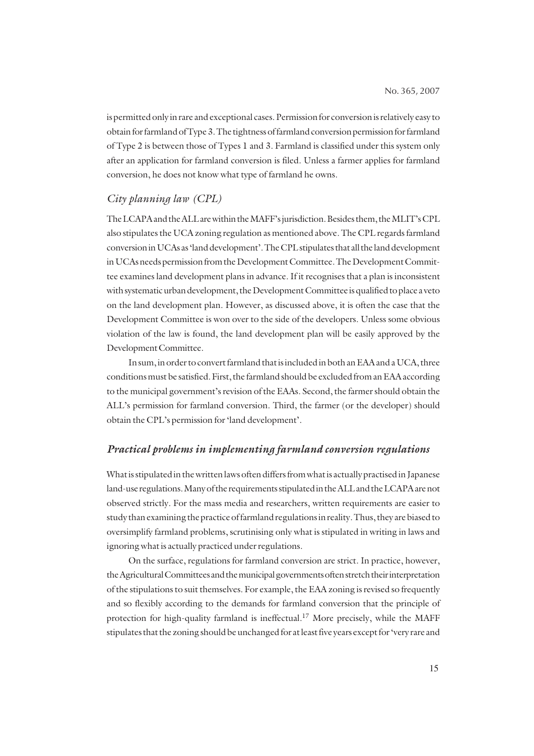is permitted only in rare and exceptional cases. Permission for conversion is relatively easy to obtain for farmland of Type 3. The tightness of farmland conversion permission for farmland of Type 2 is between those of Types 1 and 3. Farmland is classified under this system only after an application for farmland conversion is filed. Unless a farmer applies for farmland conversion, he does not know what type of farmland he owns.

### *City planning law (CPL)*

The LCAPA and the ALL are within the MAFF's jurisdiction. Besides them, the MLIT's CPL also stipulates the UCA zoning regulation as mentioned above. The CPL regards farmland conversion in UCAs as 'land development'. The CPL stipulates that all the land development in UCAs needs permission from the Development Committee. The Development Committee examines land development plans in advance. If it recognises that a plan is inconsistent with systematic urban development, the Development Committee is qualified to place a veto on the land development plan. However, as discussed above, it is often the case that the Development Committee is won over to the side of the developers. Unless some obvious violation of the law is found, the land development plan will be easily approved by the Development Committee.

In sum, in order to convert farmland that is included in both an EAA and a UCA, three conditions must be satisfied. First, the farmland should be excluded from an EAA according to the municipal government's revision of the EAAs. Second, the farmer should obtain the ALL's permission for farmland conversion. Third, the farmer (or the developer) should obtain the CPL's permission for 'land development'.

## *Practical problems in implementing farmland conversion regulations*

What is stipulated in the written laws often differs from what is actually practised in Japanese land-use regulations. Many of the requirements stipulated in the ALL and the LCAPA are not observed strictly. For the mass media and researchers, written requirements are easier to study than examining the practice of farmland regulations in reality. Thus, they are biased to oversimplify farmland problems, scrutinising only what is stipulated in writing in laws and ignoring what is actually practiced under regulations.

On the surface, regulations for farmland conversion are strict. In practice, however, the Agricultural Committees and the municipal governments often stretch their interpretation of the stipulations to suit themselves. For example, the EAA zoning is revised so frequently and so flexibly according to the demands for farmland conversion that the principle of protection for high-quality farmland is ineffectual.[17] More precisely, while the MAFF stipulates that the zoning should be unchanged for at least five years except for 'very rare and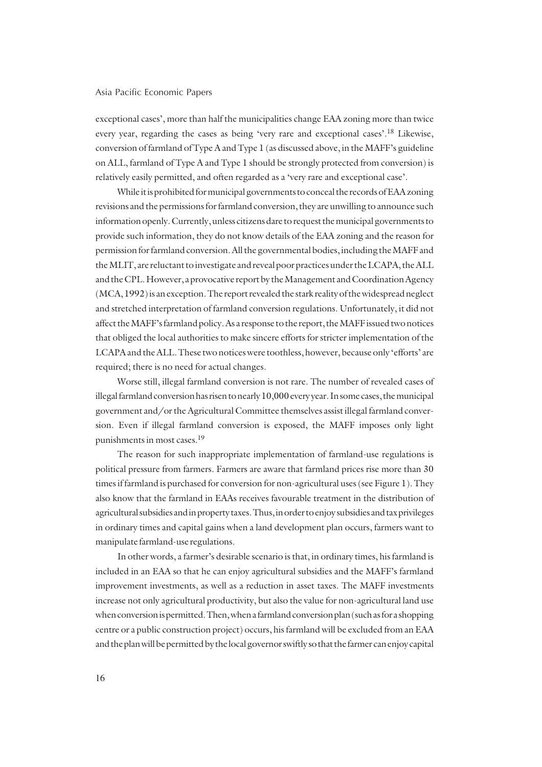exceptional cases', more than half the municipalities change EAA zoning more than twice every year, regarding the cases as being 'very rare and exceptional cases'.[18] Likewise, conversion of farmland of Type A and Type 1 (as discussed above, in the MAFF's guideline on ALL, farmland of Type A and Type 1 should be strongly protected from conversion) is relatively easily permitted, and often regarded as a 'very rare and exceptional case'.

While it is prohibited for municipal governments to conceal the records of EAA zoning revisions and the permissions for farmland conversion, they are unwilling to announce such information openly. Currently, unless citizens dare to request the municipal governments to provide such information, they do not know details of the EAA zoning and the reason for permission for farmland conversion. All the governmental bodies, including the MAFF and the MLIT, are reluctant to investigate and reveal poor practices under the LCAPA, the ALL and the CPL. However, a provocative report by the Management and Coordination Agency (MCA, 1992) is an exception. The report revealed the stark reality of the widespread neglect and stretched interpretation of farmland conversion regulations. Unfortunately, it did not affect the MAFF's farmland policy. As a response to the report, the MAFF issued two notices that obliged the local authorities to make sincere efforts for stricter implementation of the LCAPA and the ALL. These two notices were toothless, however, because only 'efforts' are required; there is no need for actual changes.

Worse still, illegal farmland conversion is not rare. The number of revealed cases of illegal farmland conversion has risen to nearly 10,000 every year. In some cases, the municipal government and/or the Agricultural Committee themselves assist illegal farmland conversion. Even if illegal farmland conversion is exposed, the MAFF imposes only light punishments in most cases.[19]

The reason for such inappropriate implementation of farmland-use regulations is political pressure from farmers. Farmers are aware that farmland prices rise more than 30 times if farmland is purchased for conversion for non-agricultural uses (see Figure 1). They also know that the farmland in EAAs receives favourable treatment in the distribution of agricultural subsidies and in property taxes. Thus, in order to enjoy subsidies and tax privileges in ordinary times and capital gains when a land development plan occurs, farmers want to manipulate farmland-use regulations.

In other words, a farmer's desirable scenario is that, in ordinary times, his farmland is included in an EAA so that he can enjoy agricultural subsidies and the MAFF's farmland improvement investments, as well as a reduction in asset taxes. The MAFF investments increase not only agricultural productivity, but also the value for non-agricultural land use when conversion is permitted. Then, when a farmland conversion plan (such as for a shopping centre or a public construction project) occurs, his farmland will be excluded from an EAA and the plan will be permitted by the local governor swiftly so that the farmer can enjoy capital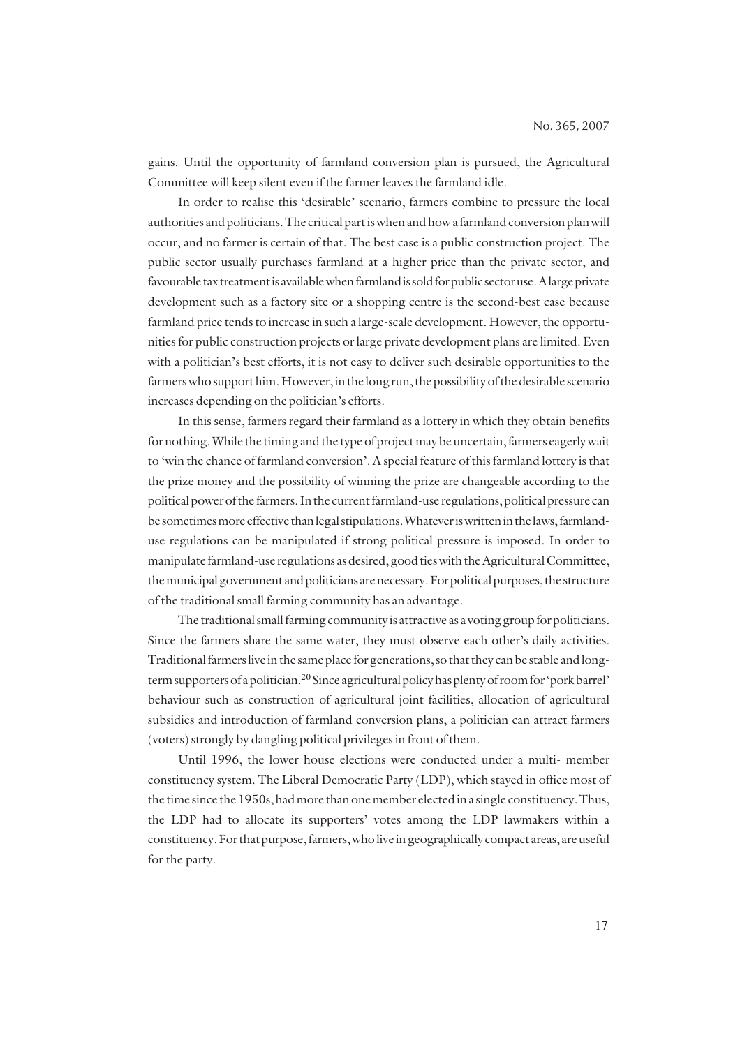gains. Until the opportunity of farmland conversion plan is pursued, the Agricultural Committee will keep silent even if the farmer leaves the farmland idle.

In order to realise this 'desirable' scenario, farmers combine to pressure the local authorities and politicians. The critical part is when and how a farmland conversion plan will occur, and no farmer is certain of that. The best case is a public construction project. The public sector usually purchases farmland at a higher price than the private sector, and favourable tax treatment is available when farmland is sold for public sector use. A large private development such as a factory site or a shopping centre is the second-best case because farmland price tends to increase in such a large-scale development. However, the opportunities for public construction projects or large private development plans are limited. Even with a politician's best efforts, it is not easy to deliver such desirable opportunities to the farmers who support him. However, in the long run, the possibility of the desirable scenario increases depending on the politician's efforts.

In this sense, farmers regard their farmland as a lottery in which they obtain benefits for nothing. While the timing and the type of project may be uncertain, farmers eagerly wait to 'win the chance of farmland conversion'. A special feature of this farmland lottery is that the prize money and the possibility of winning the prize are changeable according to the political power of the farmers. In the current farmland-use regulations, political pressure can be sometimes more effective than legal stipulations. Whatever is written in the laws, farmland-use regulations can be manipulated if strong political pressure is imposed. In order to manipulate farmland-use regulations as desired, good ties with the Agricultural Committee, the municipal government and politicians are necessary. For political purposes, the structure of the traditional small farming community has an advantage.

The traditional small farming community is attractive as a voting group for politicians. Since the farmers share the same water, they must observe each other's daily activities. Traditional farmers live in the same place for generations, so that they can be stable and long-term supporters of a politician.[20] Since agricultural policy has plenty of room for 'pork barrel' behaviour such as construction of agricultural joint facilities, allocation of agricultural subsidies and introduction of farmland conversion plans, a politician can attract farmers (voters) strongly by dangling political privileges in front of them.

Until 1996, the lower house elections were conducted under a multi- member constituency system. The Liberal Democratic Party (LDP), which stayed in office most of the time since the 1950s, had more than one member elected in a single constituency. Thus, the LDP had to allocate its supporters' votes among the LDP lawmakers within a constituency. For that purpose, farmers, who live in geographically compact areas, are useful for the party.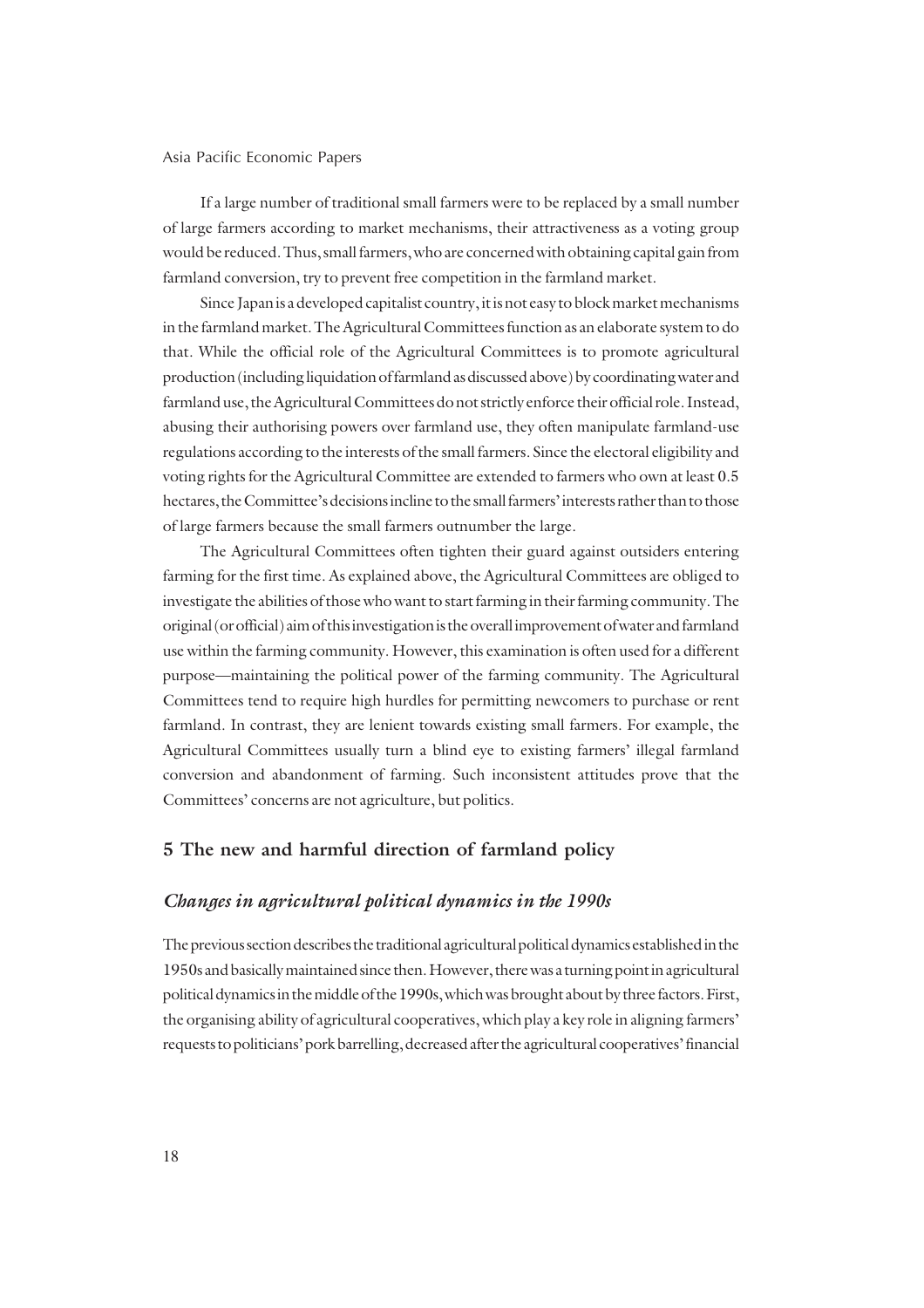If a large number of traditional small farmers were to be replaced by a small number of large farmers according to market mechanisms, their attractiveness as a voting group would be reduced. Thus, small farmers, who are concerned with obtaining capital gain from farmland conversion, try to prevent free competition in the farmland market.

Since Japan is a developed capitalist country, it is not easy to block market mechanisms in the farmland market. The Agricultural Committees function as an elaborate system to do that. While the official role of the Agricultural Committees is to promote agricultural production (including liquidation of farmland as discussed above) by coordinating water and farmland use, the Agricultural Committees do not strictly enforce their official role. Instead, abusing their authorising powers over farmland use, they often manipulate farmland-use regulations according to the interests of the small farmers. Since the electoral eligibility and voting rights for the Agricultural Committee are extended to farmers who own at least 0.5 hectares, the Committee's decisions incline to the small farmers' interests rather than to those of large farmers because the small farmers outnumber the large.

The Agricultural Committees often tighten their guard against outsiders entering farming for the first time. As explained above, the Agricultural Committees are obliged to investigate the abilities of those who want to start farming in their farming community. The original (or official) aim of this investigation is the overall improvement of water and farmland use within the farming community. However, this examination is often used for a different purpose—maintaining the political power of the farming community. The Agricultural Committees tend to require high hurdles for permitting newcomers to purchase or rent farmland. In contrast, they are lenient towards existing small farmers. For example, the Agricultural Committees usually turn a blind eye to existing farmers' illegal farmland conversion and abandonment of farming. Such inconsistent attitudes prove that the Committees' concerns are not agriculture, but politics.

## 5 The new and harmful direction of farmland policy

### *Changes in agricultural political dynamics in the 1990s*

The previous section describes the traditional agricultural political dynamics established in the 1950s and basically maintained since then. However, there was a turning point in agricultural political dynamics in the middle of the 1990s, which was brought about by three factors. First, the organising ability of agricultural cooperatives, which play a key role in aligning farmers' requests to politicians' pork barrelling, decreased after the agricultural cooperatives' financial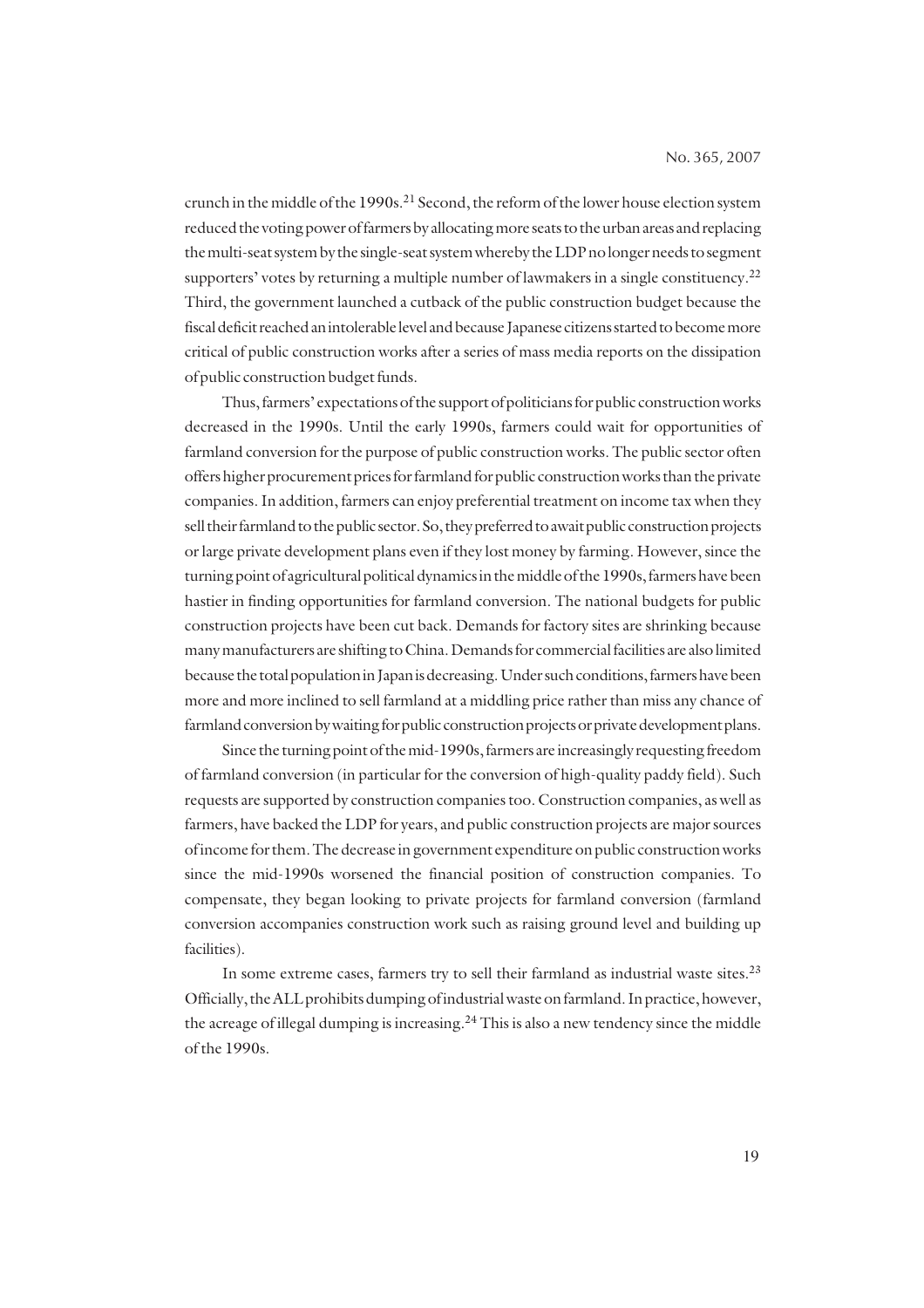crunch in the middle of the 1990s.[21] Second, the reform of the lower house election system reduced the voting power of farmers by allocating more seats to the urban areas and replacing the multi-seat system by the single-seat system whereby the LDP no longer needs to segment supporters' votes by returning a multiple number of lawmakers in a single constituency.[22] Third, the government launched a cutback of the public construction budget because the fiscal deficit reached an intolerable level and because Japanese citizens started to become more critical of public construction works after a series of mass media reports on the dissipation of public construction budget funds.

Thus, farmers' expectations of the support of politicians for public construction works decreased in the 1990s. Until the early 1990s, farmers could wait for opportunities of farmland conversion for the purpose of public construction works. The public sector often offers higher procurement prices for farmland for public construction works than the private companies. In addition, farmers can enjoy preferential treatment on income tax when they sell their farmland to the public sector. So, they preferred to await public construction projects or large private development plans even if they lost money by farming. However, since the turning point of agricultural political dynamics in the middle of the 1990s, farmers have been hastier in finding opportunities for farmland conversion. The national budgets for public construction projects have been cut back. Demands for factory sites are shrinking because many manufacturers are shifting to China. Demands for commercial facilities are also limited because the total population in Japan is decreasing. Under such conditions, farmers have been more and more inclined to sell farmland at a middling price rather than miss any chance of farmland conversion by waiting for public construction projects or private development plans.

Since the turning point of the mid-1990s, farmers are increasingly requesting freedom of farmland conversion (in particular for the conversion of high-quality paddy field). Such requests are supported by construction companies too. Construction companies, as well as farmers, have backed the LDP for years, and public construction projects are major sources of income for them. The decrease in government expenditure on public construction works since the mid-1990s worsened the financial position of construction companies. To compensate, they began looking to private projects for farmland conversion (farmland conversion accompanies construction work such as raising ground level and building up facilities).

In some extreme cases, farmers try to sell their farmland as industrial waste sites.[23] Officially, the ALL prohibits dumping of industrial waste on farmland. In practice, however, the acreage of illegal dumping is increasing.[24] This is also a new tendency since the middle of the 1990s.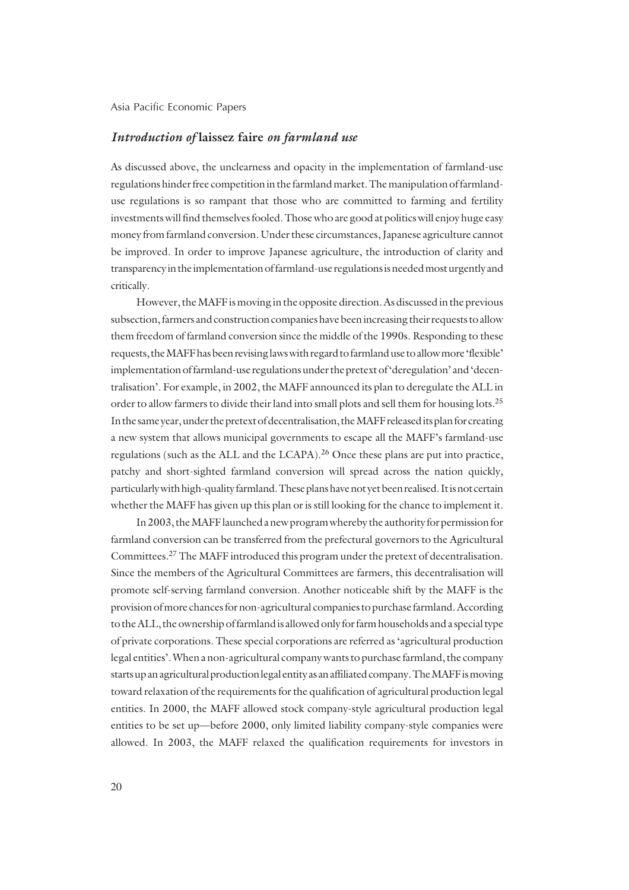### *Introduction of* **laissez faire** *on farmland use*

As discussed above, the unclearness and opacity in the implementation of farmland-use regulations hinder free competition in the farmland market. The manipulation of farmland-use regulations is so rampant that those who are committed to farming and fertility investments will find themselves fooled. Those who are good at politics will enjoy huge easy money from farmland conversion. Under these circumstances, Japanese agriculture cannot be improved. In order to improve Japanese agriculture, the introduction of clarity and transparency in the implementation of farmland-use regulations is needed most urgently and critically.

However, the MAFF is moving in the opposite direction. As discussed in the previous subsection, farmers and construction companies have been increasing their requests to allow them freedom of farmland conversion since the middle of the 1990s. Responding to these requests, the MAFF has been revising laws with regard to farmland use to allow more 'flexible' implementation of farmland-use regulations under the pretext of 'deregulation' and 'decentralisation'. For example, in 2002, the MAFF announced its plan to deregulate the ALL in order to allow farmers to divide their land into small plots and sell them for housing lots.[25] In the same year, under the pretext of decentralisation, the MAFF released its plan for creating a new system that allows municipal governments to escape all the MAFF's farmland-use regulations (such as the ALL and the LCAPA).[26] Once these plans are put into practice, patchy and short-sighted farmland conversion will spread across the nation quickly, particularly with high-quality farmland. These plans have not yet been realised. It is not certain whether the MAFF has given up this plan or is still looking for the chance to implement it.

In 2003, the MAFF launched a new program whereby the authority for permission for farmland conversion can be transferred from the prefectural governors to the Agricultural Committees.[27] The MAFF introduced this program under the pretext of decentralisation. Since the members of the Agricultural Committees are farmers, this decentralisation will promote self-serving farmland conversion. Another noticeable shift by the MAFF is the provision of more chances for non-agricultural companies to purchase farmland. According to the ALL, the ownership of farmland is allowed only for farm households and a special type of private corporations. These special corporations are referred as 'agricultural production legal entities'. When a non-agricultural company wants to purchase farmland, the company starts up an agricultural production legal entity as an affiliated company. The MAFF is moving toward relaxation of the requirements for the qualification of agricultural production legal entities. In 2000, the MAFF allowed stock company-style agricultural production legal entities to be set up—before 2000, only limited liability company-style companies were allowed. In 2003, the MAFF relaxed the qualification requirements for investors in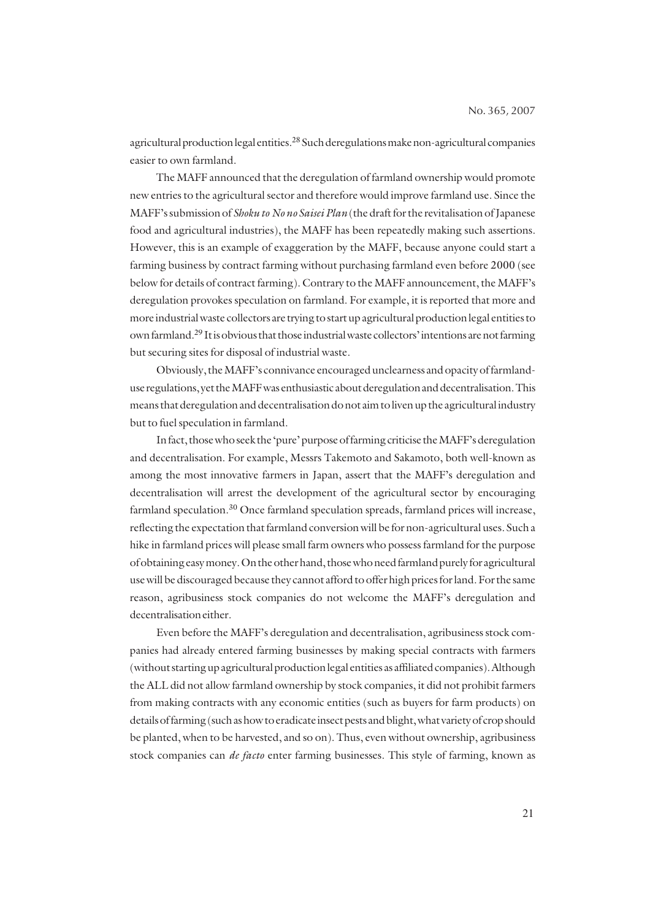agricultural production legal entities.[28] Such deregulations make non-agricultural companies easier to own farmland.

The MAFF announced that the deregulation of farmland ownership would promote new entries to the agricultural sector and therefore would improve farmland use. Since the MAFF's submission of *Shoku to No no Saisei Plan* (the draft for the revitalisation of Japanese food and agricultural industries), the MAFF has been repeatedly making such assertions. However, this is an example of exaggeration by the MAFF, because anyone could start a farming business by contract farming without purchasing farmland even before 2000 (see below for details of contract farming). Contrary to the MAFF announcement, the MAFF's deregulation provokes speculation on farmland. For example, it is reported that more and more industrial waste collectors are trying to start up agricultural production legal entities to own farmland.[29] It is obvious that those industrial waste collectors' intentions are not farming but securing sites for disposal of industrial waste.

Obviously, the MAFF's connivance encouraged unclearness and opacity of farmland-use regulations, yet the MAFF was enthusiastic about deregulation and decentralisation. This means that deregulation and decentralisation do not aim to liven up the agricultural industry but to fuel speculation in farmland.

In fact, those who seek the 'pure' purpose of farming criticise the MAFF's deregulation and decentralisation. For example, Messrs Takemoto and Sakamoto, both well-known as among the most innovative farmers in Japan, assert that the MAFF's deregulation and decentralisation will arrest the development of the agricultural sector by encouraging farmland speculation.[30] Once farmland speculation spreads, farmland prices will increase, reflecting the expectation that farmland conversion will be for non-agricultural uses. Such a hike in farmland prices will please small farm owners who possess farmland for the purpose of obtaining easy money. On the other hand, those who need farmland purely for agricultural use will be discouraged because they cannot afford to offer high prices for land. For the same reason, agribusiness stock companies do not welcome the MAFF's deregulation and decentralisation either.

Even before the MAFF's deregulation and decentralisation, agribusiness stock companies had already entered farming businesses by making special contracts with farmers (without starting up agricultural production legal entities as affiliated companies). Although the ALL did not allow farmland ownership by stock companies, it did not prohibit farmers from making contracts with any economic entities (such as buyers for farm products) on details of farming (such as how to eradicate insect pests and blight, what variety of crop should be planted, when to be harvested, and so on). Thus, even without ownership, agribusiness stock companies can *de facto* enter farming businesses. This style of farming, known as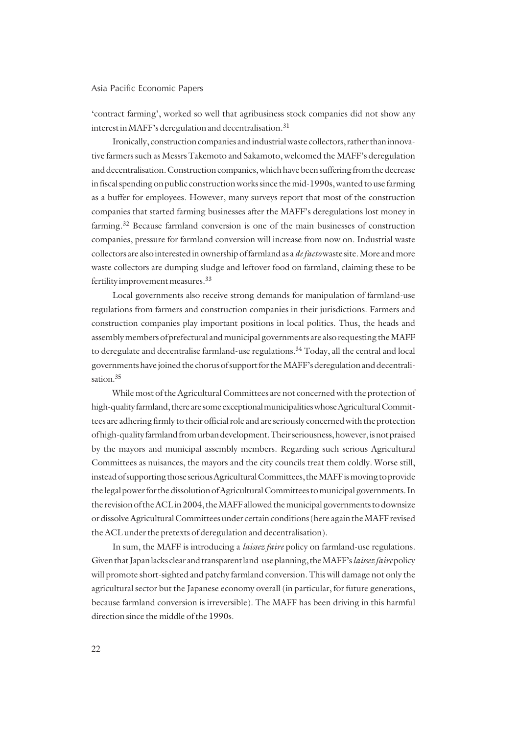'contract farming', worked so well that agribusiness stock companies did not show any interest in MAFF's deregulation and decentralisation.[31]

Ironically, construction companies and industrial waste collectors, rather than innovative farmers such as Messrs Takemoto and Sakamoto, welcomed the MAFF's deregulation and decentralisation. Construction companies, which have been suffering from the decrease in fiscal spending on public construction works since the mid-1990s, wanted to use farming as a buffer for employees. However, many surveys report that most of the construction companies that started farming businesses after the MAFF's deregulations lost money in farming.[32] Because farmland conversion is one of the main businesses of construction companies, pressure for farmland conversion will increase from now on. Industrial waste collectors are also interested in ownership of farmland as a *de facto* waste site. More and more waste collectors are dumping sludge and leftover food on farmland, claiming these to be fertility improvement measures.[33]

Local governments also receive strong demands for manipulation of farmland-use regulations from farmers and construction companies in their jurisdictions. Farmers and construction companies play important positions in local politics. Thus, the heads and assembly members of prefectural and municipal governments are also requesting the MAFF to deregulate and decentralise farmland-use regulations.[34] Today, all the central and local governments have joined the chorus of support for the MAFF's deregulation and decentralisation.[35]

While most of the Agricultural Committees are not concerned with the protection of high-quality farmland, there are some exceptional municipalities whose Agricultural Committees are adhering firmly to their official role and are seriously concerned with the protection of high-quality farmland from urban development. Their seriousness, however, is not praised by the mayors and municipal assembly members. Regarding such serious Agricultural Committees as nuisances, the mayors and the city councils treat them coldly. Worse still, instead of supporting those serious Agricultural Committees, the MAFF is moving to provide the legal power for the dissolution of Agricultural Committees to municipal governments. In the revision of the ACL in 2004, the MAFF allowed the municipal governments to downsize or dissolve Agricultural Committees under certain conditions (here again the MAFF revised the ACL under the pretexts of deregulation and decentralisation).

In sum, the MAFF is introducing a *laissez faire* policy on farmland-use regulations. Given that Japan lacks clear and transparent land-use planning, the MAFF's *laissez faire* policy will promote short-sighted and patchy farmland conversion. This will damage not only the agricultural sector but the Japanese economy overall (in particular, for future generations, because farmland conversion is irreversible). The MAFF has been driving in this harmful direction since the middle of the 1990s.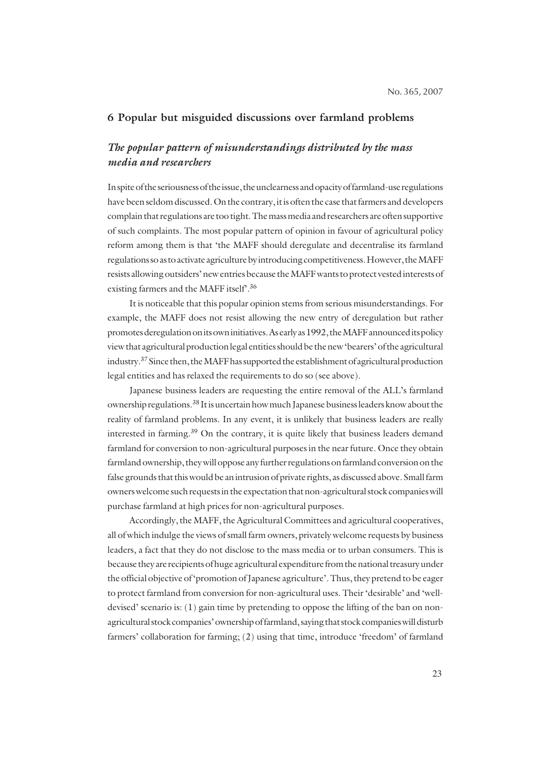## 6 Popular but misguided discussions over farmland problems

### *The popular pattern of misunderstandings distributed by the mass media and researchers*

In spite of the seriousness of the issue, the unclearness and opacity of farmland-use regulations have been seldom discussed. On the contrary, it is often the case that farmers and developers complain that regulations are too tight. The mass media and researchers are often supportive of such complaints. The most popular pattern of opinion in favour of agricultural policy reform among them is that 'the MAFF should deregulate and decentralise its farmland regulations so as to activate agriculture by introducing competitiveness. However, the MAFF resists allowing outsiders' new entries because the MAFF wants to protect vested interests of existing farmers and the MAFF itself'.[36]

It is noticeable that this popular opinion stems from serious misunderstandings. For example, the MAFF does not resist allowing the new entry of deregulation but rather promotes deregulation on its own initiatives. As early as 1992, the MAFF announced its policy view that agricultural production legal entities should be the new 'bearers' of the agricultural industry.[37] Since then, the MAFF has supported the establishment of agricultural production legal entities and has relaxed the requirements to do so (see above).

Japanese business leaders are requesting the entire removal of the ALL's farmland ownership regulations.[38] It is uncertain how much Japanese business leaders know about the reality of farmland problems. In any event, it is unlikely that business leaders are really interested in farming.[39] On the contrary, it is quite likely that business leaders demand farmland for conversion to non-agricultural purposes in the near future. Once they obtain farmland ownership, they will oppose any further regulations on farmland conversion on the false grounds that this would be an intrusion of private rights, as discussed above. Small farm owners welcome such requests in the expectation that non-agricultural stock companies will purchase farmland at high prices for non-agricultural purposes.

Accordingly, the MAFF, the Agricultural Committees and agricultural cooperatives, all of which indulge the views of small farm owners, privately welcome requests by business leaders, a fact that they do not disclose to the mass media or to urban consumers. This is because they are recipients of huge agricultural expenditure from the national treasury under the official objective of 'promotion of Japanese agriculture'. Thus, they pretend to be eager to protect farmland from conversion for non-agricultural uses. Their 'desirable' and 'well-devised' scenario is: (1) gain time by pretending to oppose the lifting of the ban on non-agricultural stock companies' ownership of farmland, saying that stock companies will disturb farmers' collaboration for farming; (2) using that time, introduce 'freedom' of farmland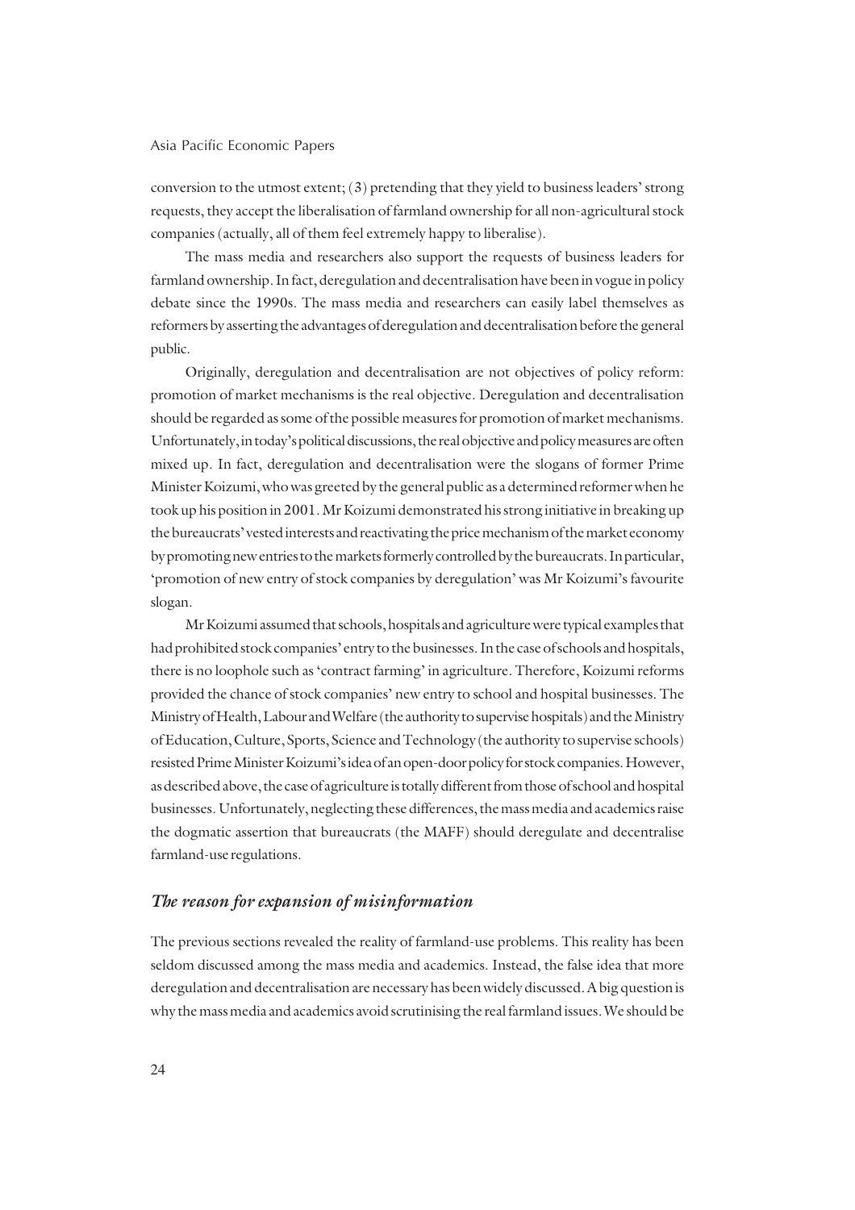conversion to the utmost extent; (3) pretending that they yield to business leaders' strong requests, they accept the liberalisation of farmland ownership for all non-agricultural stock companies (actually, all of them feel extremely happy to liberalise).

The mass media and researchers also support the requests of business leaders for farmland ownership. In fact, deregulation and decentralisation have been in vogue in policy debate since the 1990s. The mass media and researchers can easily label themselves as reformers by asserting the advantages of deregulation and decentralisation before the general public.

Originally, deregulation and decentralisation are not objectives of policy reform: promotion of market mechanisms is the real objective. Deregulation and decentralisation should be regarded as some of the possible measures for promotion of market mechanisms. Unfortunately, in today's political discussions, the real objective and policy measures are often mixed up. In fact, deregulation and decentralisation were the slogans of former Prime Minister Koizumi, who was greeted by the general public as a determined reformer when he took up his position in 2001. Mr Koizumi demonstrated his strong initiative in breaking up the bureaucrats' vested interests and reactivating the price mechanism of the market economy by promoting new entries to the markets formerly controlled by the bureaucrats. In particular, 'promotion of new entry of stock companies by deregulation' was Mr Koizumi's favourite slogan.

Mr Koizumi assumed that schools, hospitals and agriculture were typical examples that had prohibited stock companies' entry to the businesses. In the case of schools and hospitals, there is no loophole such as 'contract farming' in agriculture. Therefore, Koizumi reforms provided the chance of stock companies' new entry to school and hospital businesses. The Ministry of Health, Labour and Welfare (the authority to supervise hospitals) and the Ministry of Education, Culture, Sports, Science and Technology (the authority to supervise schools) resisted Prime Minister Koizumi's idea of an open-door policy for stock companies. However, as described above, the case of agriculture is totally different from those of school and hospital businesses. Unfortunately, neglecting these differences, the mass media and academics raise the dogmatic assertion that bureaucrats (the MAFF) should deregulate and decentralise farmland-use regulations.

### *The reason for expansion of misinformation*

The previous sections revealed the reality of farmland-use problems. This reality has been seldom discussed among the mass media and academics. Instead, the false idea that more deregulation and decentralisation are necessary has been widely discussed. A big question is why the mass media and academics avoid scrutinising the real farmland issues. We should be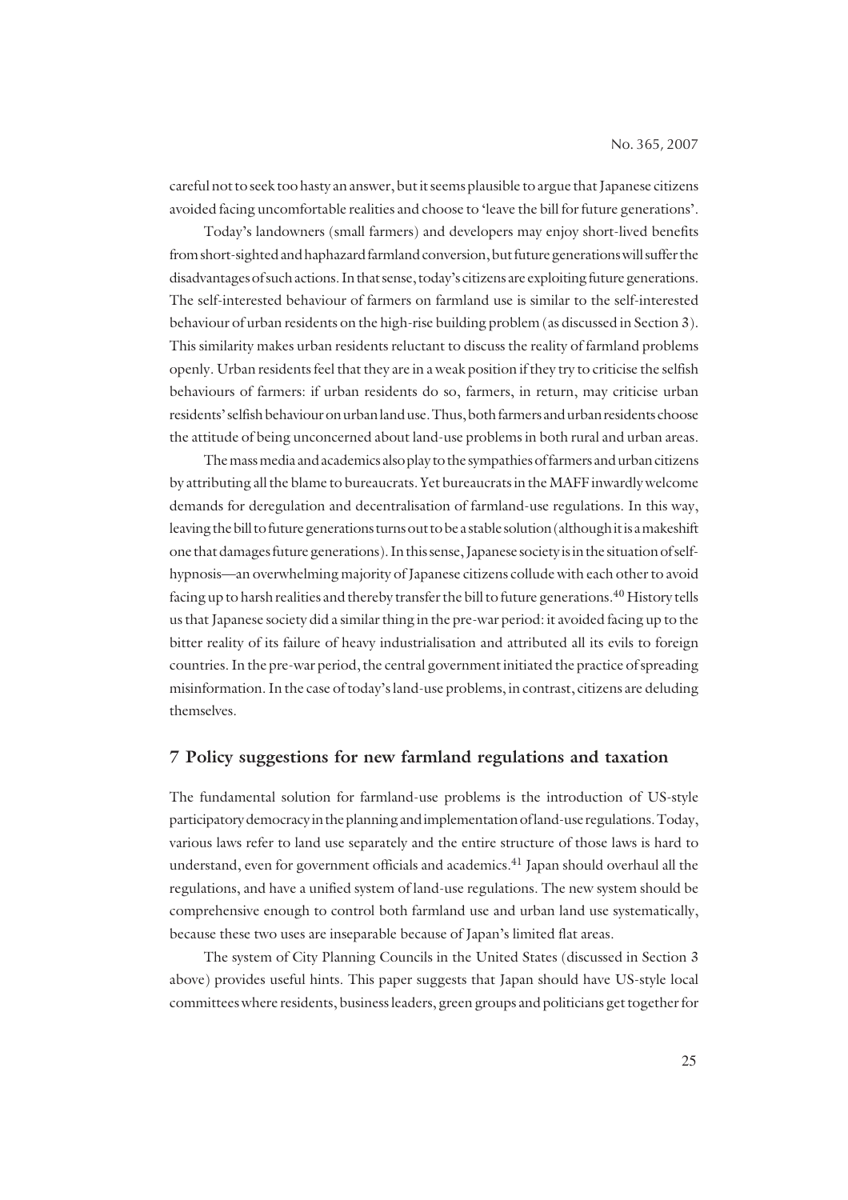careful not to seek too hasty an answer, but it seems plausible to argue that Japanese citizens avoided facing uncomfortable realities and choose to 'leave the bill for future generations'.

Today's landowners (small farmers) and developers may enjoy short-lived benefits from short-sighted and haphazard farmland conversion, but future generations will suffer the disadvantages of such actions. In that sense, today's citizens are exploiting future generations. The self-interested behaviour of farmers on farmland use is similar to the self-interested behaviour of urban residents on the high-rise building problem (as discussed in Section 3). This similarity makes urban residents reluctant to discuss the reality of farmland problems openly. Urban residents feel that they are in a weak position if they try to criticise the selfish behaviours of farmers: if urban residents do so, farmers, in return, may criticise urban residents' selfish behaviour on urban land use. Thus, both farmers and urban residents choose the attitude of being unconcerned about land-use problems in both rural and urban areas.

The mass media and academics also play to the sympathies of farmers and urban citizens by attributing all the blame to bureaucrats. Yet bureaucrats in the MAFF inwardly welcome demands for deregulation and decentralisation of farmland-use regulations. In this way, leaving the bill to future generations turns out to be a stable solution (although it is a makeshift one that damages future generations). In this sense, Japanese society is in the situation of self-hypnosis—an overwhelming majority of Japanese citizens collude with each other to avoid facing up to harsh realities and thereby transfer the bill to future generations.[40] History tells us that Japanese society did a similar thing in the pre-war period: it avoided facing up to the bitter reality of its failure of heavy industrialisation and attributed all its evils to foreign countries. In the pre-war period, the central government initiated the practice of spreading misinformation. In the case of today's land-use problems, in contrast, citizens are deluding themselves.

## 7 Policy suggestions for new farmland regulations and taxation

The fundamental solution for farmland-use problems is the introduction of US-style participatory democracy in the planning and implementation of land-use regulations. Today, various laws refer to land use separately and the entire structure of those laws is hard to understand, even for government officials and academics.[41] Japan should overhaul all the regulations, and have a unified system of land-use regulations. The new system should be comprehensive enough to control both farmland use and urban land use systematically, because these two uses are inseparable because of Japan's limited flat areas.

The system of City Planning Councils in the United States (discussed in Section 3 above) provides useful hints. This paper suggests that Japan should have US-style local committees where residents, business leaders, green groups and politicians get together for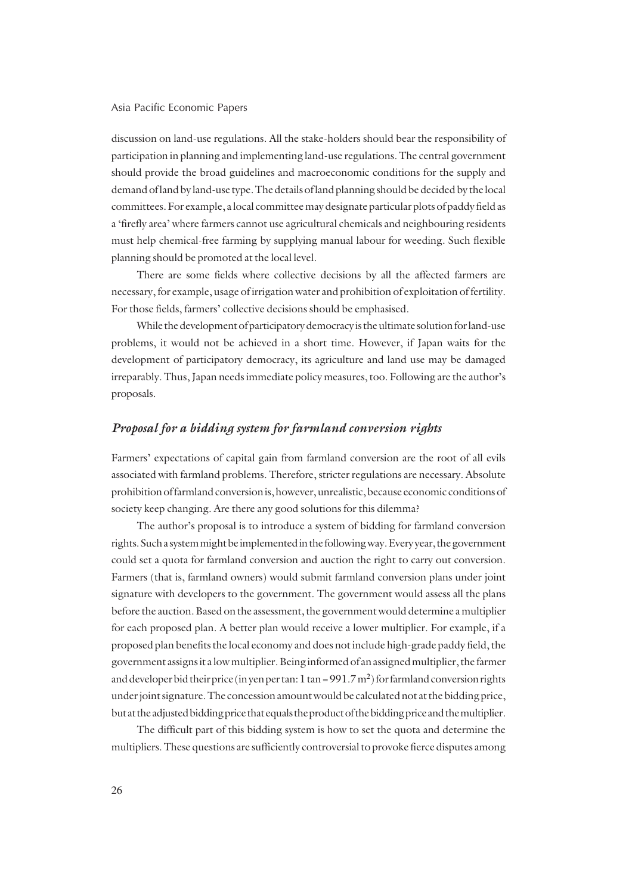discussion on land-use regulations. All the stake-holders should bear the responsibility of participation in planning and implementing land-use regulations. The central government should provide the broad guidelines and macroeconomic conditions for the supply and demand of land by land-use type. The details of land planning should be decided by the local committees. For example, a local committee may designate particular plots of paddy field as a 'firefly area' where farmers cannot use agricultural chemicals and neighbouring residents must help chemical-free farming by supplying manual labour for weeding. Such flexible planning should be promoted at the local level.

There are some fields where collective decisions by all the affected farmers are necessary, for example, usage of irrigation water and prohibition of exploitation of fertility. For those fields, farmers' collective decisions should be emphasised.

While the development of participatory democracy is the ultimate solution for land-use problems, it would not be achieved in a short time. However, if Japan waits for the development of participatory democracy, its agriculture and land use may be damaged irreparably. Thus, Japan needs immediate policy measures, too. Following are the author's proposals.

## *Proposal for a bidding system for farmland conversion rights*

Farmers' expectations of capital gain from farmland conversion are the root of all evils associated with farmland problems. Therefore, stricter regulations are necessary. Absolute prohibition of farmland conversion is, however, unrealistic, because economic conditions of society keep changing. Are there any good solutions for this dilemma?

The author's proposal is to introduce a system of bidding for farmland conversion rights. Such a system might be implemented in the following way. Every year, the government could set a quota for farmland conversion and auction the right to carry out conversion. Farmers (that is, farmland owners) would submit farmland conversion plans under joint signature with developers to the government. The government would assess all the plans before the auction. Based on the assessment, the government would determine a multiplier for each proposed plan. A better plan would receive a lower multiplier. For example, if a proposed plan benefits the local economy and does not include high-grade paddy field, the government assigns it a low multiplier. Being informed of an assigned multiplier, the farmer and developer bid their price (in yen per tan: 1 tan = 991.7 $m^2$) for farmland conversion rights under joint signature. The concession amount would be calculated not at the bidding price, but at the adjusted bidding price that equals the product of the bidding price and the multiplier.

The difficult part of this bidding system is how to set the quota and determine the multipliers. These questions are sufficiently controversial to provoke fierce disputes among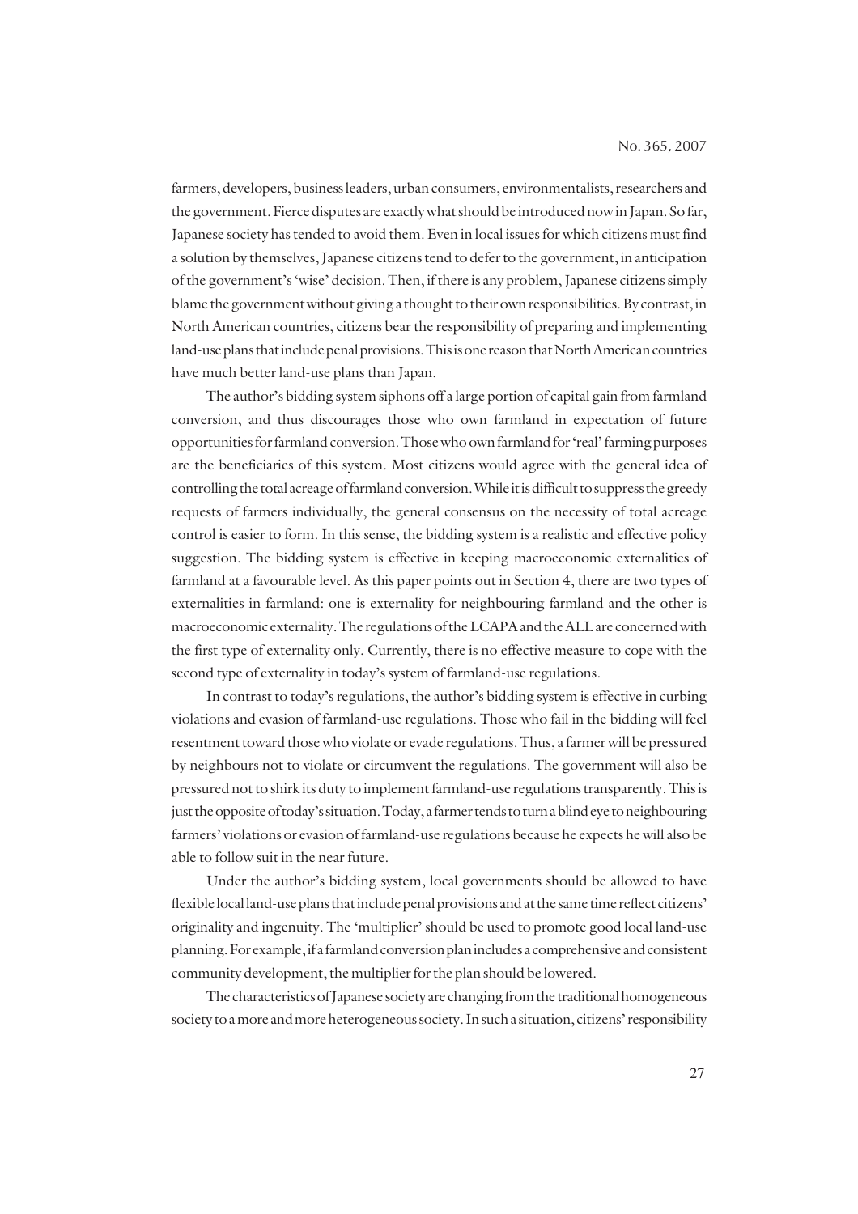farmers, developers, business leaders, urban consumers, environmentalists, researchers and the government. Fierce disputes are exactly what should be introduced now in Japan. So far, Japanese society has tended to avoid them. Even in local issues for which citizens must find a solution by themselves, Japanese citizens tend to defer to the government, in anticipation of the government's 'wise' decision. Then, if there is any problem, Japanese citizens simply blame the government without giving a thought to their own responsibilities. By contrast, in North American countries, citizens bear the responsibility of preparing and implementing land-use plans that include penal provisions. This is one reason that North American countries have much better land-use plans than Japan.

The author's bidding system siphons off a large portion of capital gain from farmland conversion, and thus discourages those who own farmland in expectation of future opportunities for farmland conversion. Those who own farmland for 'real' farming purposes are the beneficiaries of this system. Most citizens would agree with the general idea of controlling the total acreage of farmland conversion. While it is difficult to suppress the greedy requests of farmers individually, the general consensus on the necessity of total acreage control is easier to form. In this sense, the bidding system is a realistic and effective policy suggestion. The bidding system is effective in keeping macroeconomic externalities of farmland at a favourable level. As this paper points out in Section 4, there are two types of externalities in farmland: one is externality for neighbouring farmland and the other is macroeconomic externality. The regulations of the LCAPA and the ALL are concerned with the first type of externality only. Currently, there is no effective measure to cope with the second type of externality in today's system of farmland-use regulations.

In contrast to today's regulations, the author's bidding system is effective in curbing violations and evasion of farmland-use regulations. Those who fail in the bidding will feel resentment toward those who violate or evade regulations. Thus, a farmer will be pressured by neighbours not to violate or circumvent the regulations. The government will also be pressured not to shirk its duty to implement farmland-use regulations transparently. This is just the opposite of today's situation. Today, a farmer tends to turn a blind eye to neighbouring farmers' violations or evasion of farmland-use regulations because he expects he will also be able to follow suit in the near future.

Under the author's bidding system, local governments should be allowed to have flexible local land-use plans that include penal provisions and at the same time reflect citizens' originality and ingenuity. The 'multiplier' should be used to promote good local land-use planning. For example, if a farmland conversion plan includes a comprehensive and consistent community development, the multiplier for the plan should be lowered.

The characteristics of Japanese society are changing from the traditional homogeneous society to a more and more heterogeneous society. In such a situation, citizens' responsibility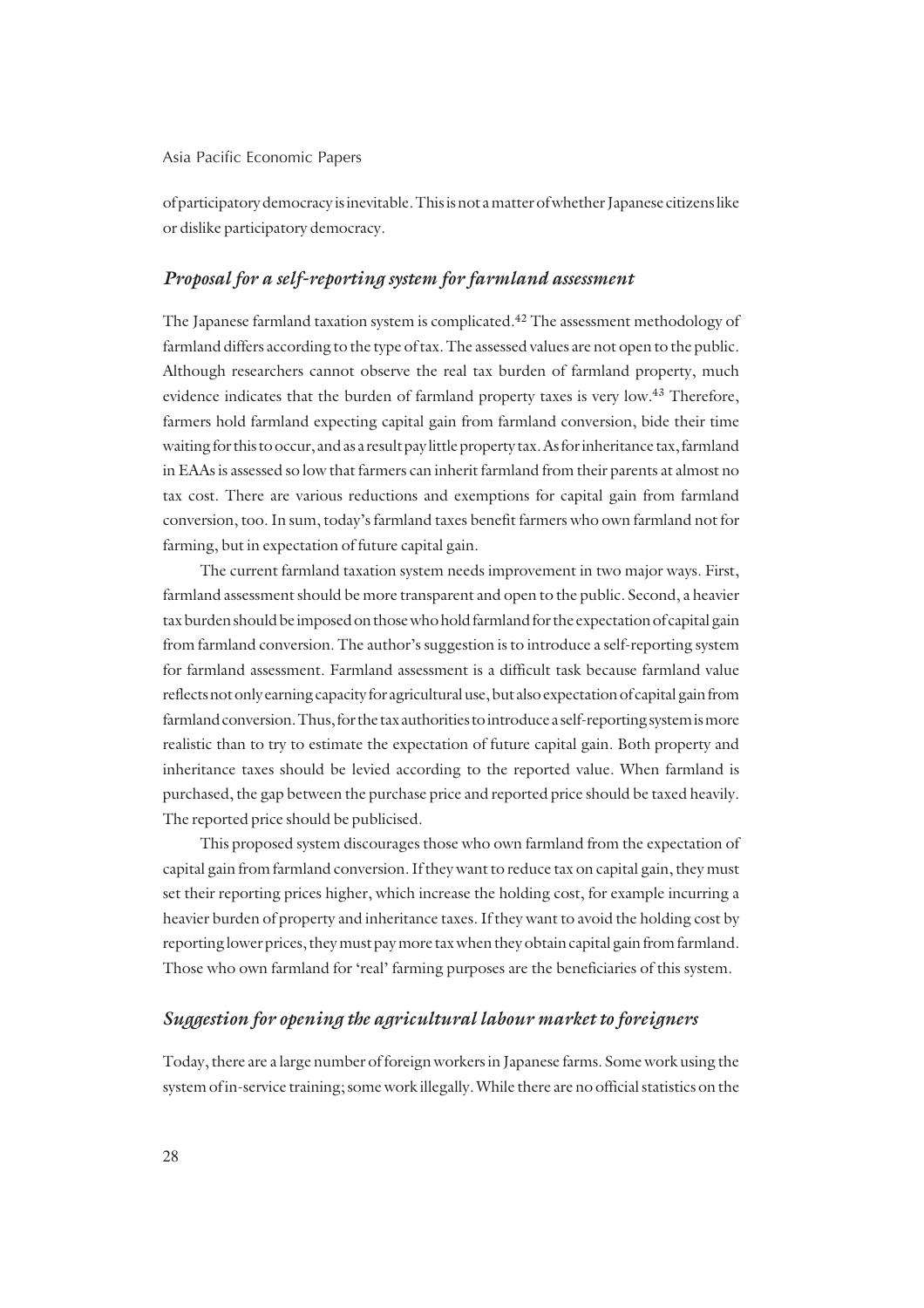of participatory democracy is inevitable. This is not a matter of whether Japanese citizens like or dislike participatory democracy.

### *Proposal for a self-reporting system for farmland assessment*

The Japanese farmland taxation system is complicated.[42] The assessment methodology of farmland differs according to the type of tax. The assessed values are not open to the public. Although researchers cannot observe the real tax burden of farmland property, much evidence indicates that the burden of farmland property taxes is very low.[43] Therefore, farmers hold farmland expecting capital gain from farmland conversion, bide their time waiting for this to occur, and as a result pay little property tax. As for inheritance tax, farmland in EAAs is assessed so low that farmers can inherit farmland from their parents at almost no tax cost. There are various reductions and exemptions for capital gain from farmland conversion, too. In sum, today's farmland taxes benefit farmers who own farmland not for farming, but in expectation of future capital gain.

The current farmland taxation system needs improvement in two major ways. First, farmland assessment should be more transparent and open to the public. Second, a heavier tax burden should be imposed on those who hold farmland for the expectation of capital gain from farmland conversion. The author's suggestion is to introduce a self-reporting system for farmland assessment. Farmland assessment is a difficult task because farmland value reflects not only earning capacity for agricultural use, but also expectation of capital gain from farmland conversion. Thus, for the tax authorities to introduce a self-reporting system is more realistic than to try to estimate the expectation of future capital gain. Both property and inheritance taxes should be levied according to the reported value. When farmland is purchased, the gap between the purchase price and reported price should be taxed heavily. The reported price should be publicised.

This proposed system discourages those who own farmland from the expectation of capital gain from farmland conversion. If they want to reduce tax on capital gain, they must set their reporting prices higher, which increase the holding cost, for example incurring a heavier burden of property and inheritance taxes. If they want to avoid the holding cost by reporting lower prices, they must pay more tax when they obtain capital gain from farmland. Those who own farmland for 'real' farming purposes are the beneficiaries of this system.

### *Suggestion for opening the agricultural labour market to foreigners*

Today, there are a large number of foreign workers in Japanese farms. Some work using the system of in-service training; some work illegally. While there are no official statistics on the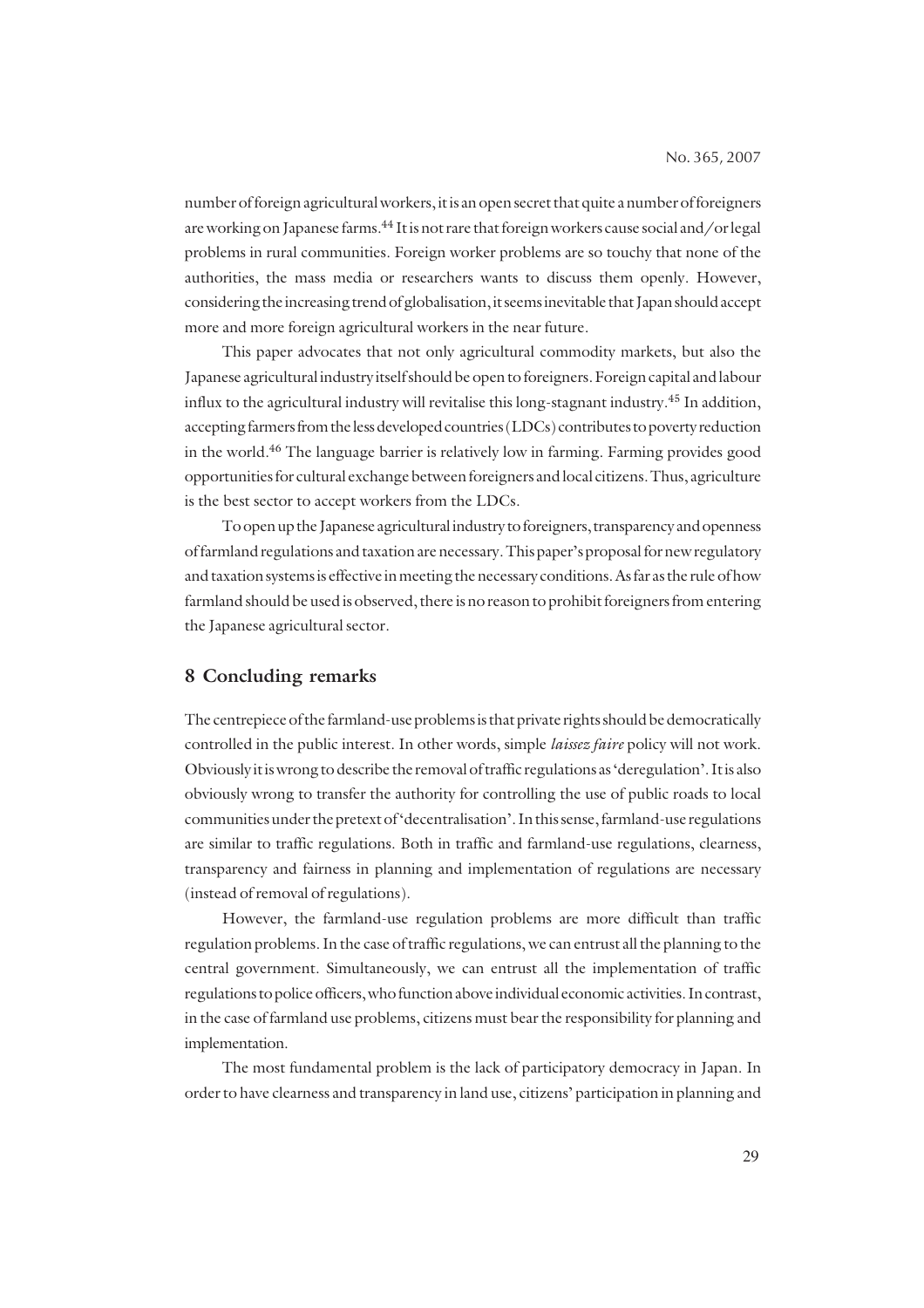number of foreign agricultural workers, it is an open secret that quite a number of foreigners are working on Japanese farms.[44] It is not rare that foreign workers cause social and/or legal problems in rural communities. Foreign worker problems are so touchy that none of the authorities, the mass media or researchers wants to discuss them openly. However, considering the increasing trend of globalisation, it seems inevitable that Japan should accept more and more foreign agricultural workers in the near future.

This paper advocates that not only agricultural commodity markets, but also the Japanese agricultural industry itself should be open to foreigners. Foreign capital and labour influx to the agricultural industry will revitalise this long-stagnant industry.[45] In addition, accepting farmers from the less developed countries (LDCs) contributes to poverty reduction in the world.[46] The language barrier is relatively low in farming. Farming provides good opportunities for cultural exchange between foreigners and local citizens. Thus, agriculture is the best sector to accept workers from the LDCs.

To open up the Japanese agricultural industry to foreigners, transparency and openness of farmland regulations and taxation are necessary. This paper's proposal for new regulatory and taxation systems is effective in meeting the necessary conditions. As far as the rule of how farmland should be used is observed, there is no reason to prohibit foreigners from entering the Japanese agricultural sector.

## 8 Concluding remarks

The centrepiece of the farmland-use problems is that private rights should be democratically controlled in the public interest. In other words, simple *laissez faire* policy will not work. Obviously it is wrong to describe the removal of traffic regulations as 'deregulation'. It is also obviously wrong to transfer the authority for controlling the use of public roads to local communities under the pretext of 'decentralisation'. In this sense, farmland-use regulations are similar to traffic regulations. Both in traffic and farmland-use regulations, clearness, transparency and fairness in planning and implementation of regulations are necessary (instead of removal of regulations).

However, the farmland-use regulation problems are more difficult than traffic regulation problems. In the case of traffic regulations, we can entrust all the planning to the central government. Simultaneously, we can entrust all the implementation of traffic regulations to police officers, who function above individual economic activities. In contrast, in the case of farmland use problems, citizens must bear the responsibility for planning and implementation.

The most fundamental problem is the lack of participatory democracy in Japan. In order to have clearness and transparency in land use, citizens' participation in planning and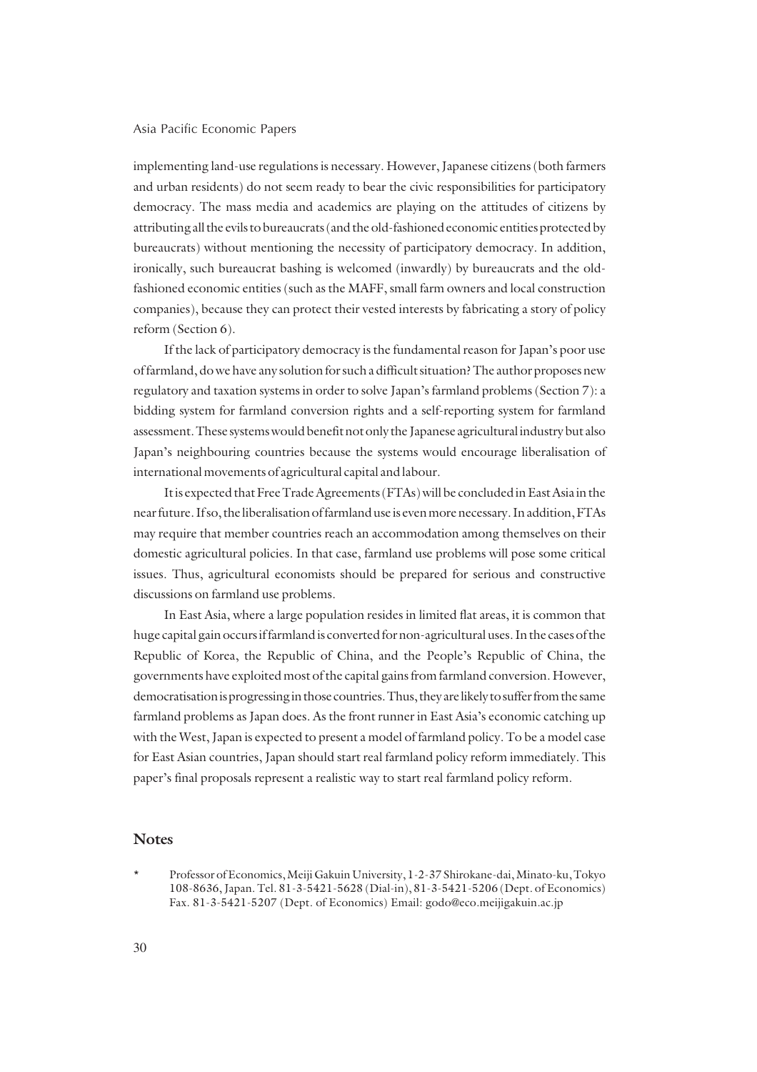implementing land-use regulations is necessary. However, Japanese citizens (both farmers and urban residents) do not seem ready to bear the civic responsibilities for participatory democracy. The mass media and academics are playing on the attitudes of citizens by attributing all the evils to bureaucrats (and the old-fashioned economic entities protected by bureaucrats) without mentioning the necessity of participatory democracy. In addition, ironically, such bureaucrat bashing is welcomed (inwardly) by bureaucrats and the old-fashioned economic entities (such as the MAFF, small farm owners and local construction companies), because they can protect their vested interests by fabricating a story of policy reform (Section 6).

If the lack of participatory democracy is the fundamental reason for Japan's poor use of farmland, do we have any solution for such a difficult situation? The author proposes new regulatory and taxation systems in order to solve Japan's farmland problems (Section 7): a bidding system for farmland conversion rights and a self-reporting system for farmland assessment. These systems would benefit not only the Japanese agricultural industry but also Japan's neighbouring countries because the systems would encourage liberalisation of international movements of agricultural capital and labour.

It is expected that Free Trade Agreements (FTAs) will be concluded in East Asia in the near future. If so, the liberalisation of farmland use is even more necessary. In addition, FTAs may require that member countries reach an accommodation among themselves on their domestic agricultural policies. In that case, farmland use problems will pose some critical issues. Thus, agricultural economists should be prepared for serious and constructive discussions on farmland use problems.

In East Asia, where a large population resides in limited flat areas, it is common that huge capital gain occurs if farmland is converted for non-agricultural uses. In the cases of the Republic of Korea, the Republic of China, and the People's Republic of China, the governments have exploited most of the capital gains from farmland conversion. However, democratisation is progressing in those countries. Thus, they are likely to suffer from the same farmland problems as Japan does. As the front runner in East Asia's economic catching up with the West, Japan is expected to present a model of farmland policy. To be a model case for East Asian countries, Japan should start real farmland policy reform immediately. This paper's final proposals represent a realistic way to start real farmland policy reform.

## Notes

\* Professor of Economics, Meiji Gakuin University, 1-2-37 Shirokane-dai, Minato-ku, Tokyo 108-8636, Japan. Tel. 81-3-5421-5628 (Dial-in), 81-3-5421-5206 (Dept. of Economics) Fax. 81-3-5421-5207 (Dept. of Economics) Email: godo@eco.meijigakuin.ac.jp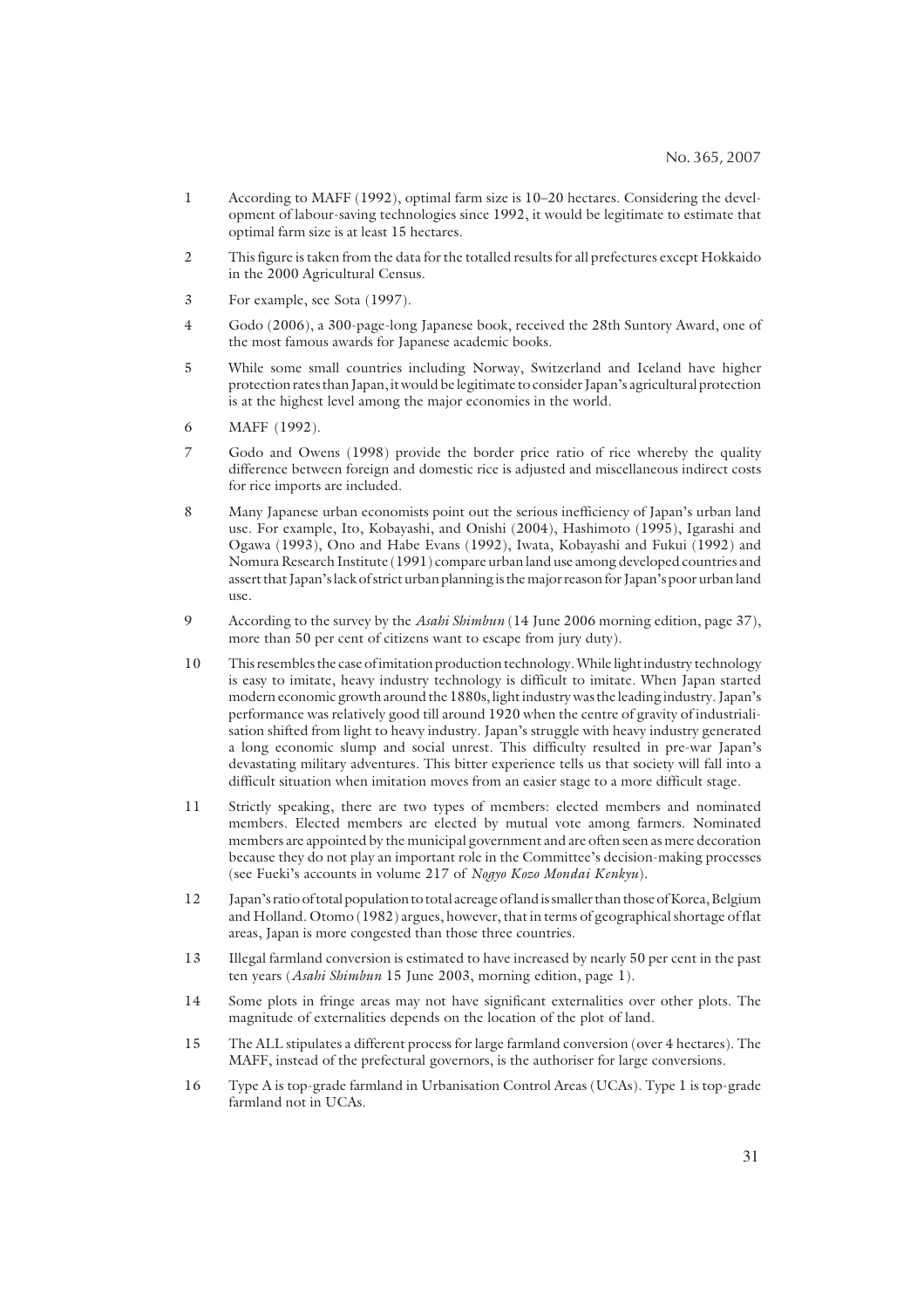1 According to MAFF (1992), optimal farm size is 10–20 hectares. Considering the development of labour-saving technologies since 1992, it would be legitimate to estimate that optimal farm size is at least 15 hectares.

2 This figure is taken from the data for the totalled results for all prefectures except Hokkaido in the 2000 Agricultural Census.

3 For example, see Sota (1997).

4 Godo (2006), a 300-page-long Japanese book, received the 28th Suntory Award, one of the most famous awards for Japanese academic books.

5 While some small countries including Norway, Switzerland and Iceland have higher protection rates than Japan, it would be legitimate to consider Japan's agricultural protection is at the highest level among the major economies in the world.

6 MAFF (1992).

7 Godo and Owens (1998) provide the border price ratio of rice whereby the quality difference between foreign and domestic rice is adjusted and miscellaneous indirect costs for rice imports are included.

8 Many Japanese urban economists point out the serious inefficiency of Japan's urban land use. For example, Ito, Kobayashi, and Onishi (2004), Hashimoto (1995), Igarashi and Ogawa (1993), Ono and Habe Evans (1992), Iwata, Kobayashi and Fukui (1992) and Nomura Research Institute (1991) compare urban land use among developed countries and assert that Japan's lack of strict urban planning is the major reason for Japan's poor urban land use.

9 According to the survey by the *Asahi Shimbun* (14 June 2006 morning edition, page 37), more than 50 per cent of citizens want to escape from jury duty).

10 This resembles the case of imitation production technology. While light industry technology is easy to imitate, heavy industry technology is difficult to imitate. When Japan started modern economic growth around the 1880s, light industry was the leading industry. Japan's performance was relatively good till around 1920 when the centre of gravity of industrialisation shifted from light to heavy industry. Japan's struggle with heavy industry generated a long economic slump and social unrest. This difficulty resulted in pre-war Japan's devastating military adventures. This bitter experience tells us that society will fall into a difficult situation when imitation moves from an easier stage to a more difficult stage.

11 Strictly speaking, there are two types of members: elected members and nominated members. Elected members are elected by mutual vote among farmers. Nominated members are appointed by the municipal government and are often seen as mere decoration because they do not play an important role in the Committee's decision-making processes (see Fueki's accounts in volume 217 of *Nogyo Kozo Mondai Kenkyu*).

12 Japan's ratio of total population to total acreage of land is smaller than those of Korea, Belgium and Holland. Otomo (1982) argues, however, that in terms of geographical shortage of flat areas, Japan is more congested than those three countries.

13 Illegal farmland conversion is estimated to have increased by nearly 50 per cent in the past ten years (*Asahi Shimbun* 15 June 2003, morning edition, page 1).

14 Some plots in fringe areas may not have significant externalities over other plots. The magnitude of externalities depends on the location of the plot of land.

15 The ALL stipulates a different process for large farmland conversion (over 4 hectares). The MAFF, instead of the prefectural governors, is the authoriser for large conversions.

16 Type A is top-grade farmland in Urbanisation Control Areas (UCAs). Type 1 is top-grade farmland not in UCAs.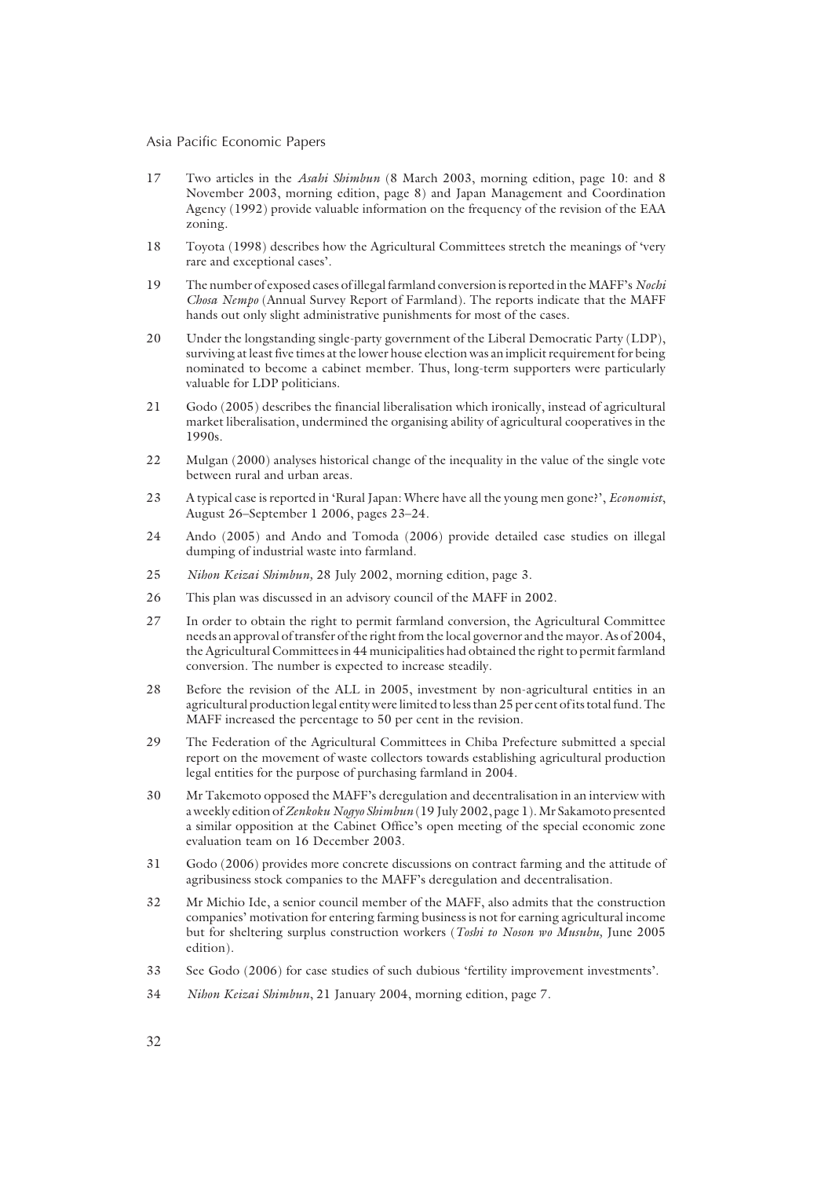17 Two articles in the *Asahi Shimbun* (8 March 2003, morning edition, page 10: and 8 November 2003, morning edition, page 8) and Japan Management and Coordination Agency (1992) provide valuable information on the frequency of the revision of the EAA zoning.

18 Toyota (1998) describes how the Agricultural Committees stretch the meanings of 'very rare and exceptional cases'.

19 The number of exposed cases of illegal farmland conversion is reported in the MAFF's *Nochi Chosa Nempo* (Annual Survey Report of Farmland). The reports indicate that the MAFF hands out only slight administrative punishments for most of the cases.

20 Under the longstanding single-party government of the Liberal Democratic Party (LDP), surviving at least five times at the lower house election was an implicit requirement for being nominated to become a cabinet member. Thus, long-term supporters were particularly valuable for LDP politicians.

21 Godo (2005) describes the financial liberalisation which ironically, instead of agricultural market liberalisation, undermined the organising ability of agricultural cooperatives in the 1990s.

22 Mulgan (2000) analyses historical change of the inequality in the value of the single vote between rural and urban areas.

23 A typical case is reported in 'Rural Japan: Where have all the young men gone?', *Economist*, August 26–September 1 2006, pages 23–24.

24 Ando (2005) and Ando and Tomoda (2006) provide detailed case studies on illegal dumping of industrial waste into farmland.

25 *Nihon Keizai Shimbun*, 28 July 2002, morning edition, page 3.

26 This plan was discussed in an advisory council of the MAFF in 2002.

27 In order to obtain the right to permit farmland conversion, the Agricultural Committee needs an approval of transfer of the right from the local governor and the mayor. As of 2004, the Agricultural Committees in 44 municipalities had obtained the right to permit farmland conversion. The number is expected to increase steadily.

28 Before the revision of the ALL in 2005, investment by non-agricultural entities in an agricultural production legal entity were limited to less than 25 per cent of its total fund. The MAFF increased the percentage to 50 per cent in the revision.

29 The Federation of the Agricultural Committees in Chiba Prefecture submitted a special report on the movement of waste collectors towards establishing agricultural production legal entities for the purpose of purchasing farmland in 2004.

30 Mr Takemoto opposed the MAFF's deregulation and decentralisation in an interview with a weekly edition of *Zenkoku Nogyo Shimbun* (19 July 2002, page 1). Mr Sakamoto presented a similar opposition at the Cabinet Office's open meeting of the special economic zone evaluation team on 16 December 2003.

31 Godo (2006) provides more concrete discussions on contract farming and the attitude of agribusiness stock companies to the MAFF's deregulation and decentralisation.

32 Mr Michio Ide, a senior council member of the MAFF, also admits that the construction companies' motivation for entering farming business is not for earning agricultural income but for sheltering surplus construction workers (*Toshi to Noson wo Musubu,* June 2005 edition).

33 See Godo (2006) for case studies of such dubious 'fertility improvement investments'.

34 *Nihon Keizai Shimbun*, 21 January 2004, morning edition, page 7.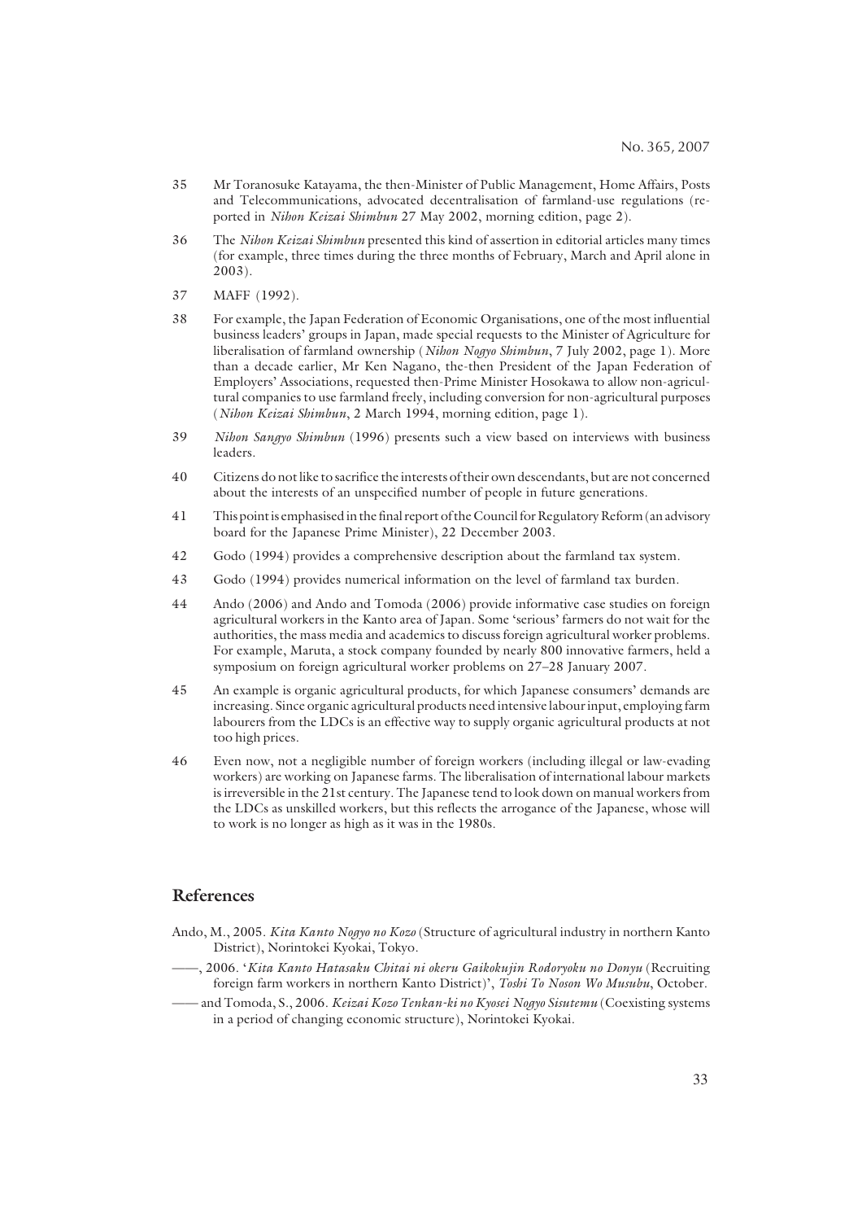35 Mr Toranosuke Katayama, the then-Minister of Public Management, Home Affairs, Posts and Telecommunications, advocated decentralisation of farmland-use regulations (reported in *Nihon Keizai Shimbun* 27 May 2002, morning edition, page 2).

36 The *Nihon Keizai Shimbun* presented this kind of assertion in editorial articles many times (for example, three times during the three months of February, March and April alone in 2003).

37 MAFF (1992).

38 For example, the Japan Federation of Economic Organisations, one of the most influential business leaders' groups in Japan, made special requests to the Minister of Agriculture for liberalisation of farmland ownership (*Nihon Nogyo Shimbun*, 7 July 2002, page 1). More than a decade earlier, Mr Ken Nagano, the-then President of the Japan Federation of Employers' Associations, requested then-Prime Minister Hosokawa to allow non-agricultural companies to use farmland freely, including conversion for non-agricultural purposes (*Nihon Keizai Shimbun*, 2 March 1994, morning edition, page 1).

39 *Nihon Sangyo Shimbun* (1996) presents such a view based on interviews with business leaders.

40 Citizens do not like to sacrifice the interests of their own descendants, but are not concerned about the interests of an unspecified number of people in future generations.

41 This point is emphasised in the final report of the Council for Regulatory Reform (an advisory board for the Japanese Prime Minister), 22 December 2003.

42 Godo (1994) provides a comprehensive description about the farmland tax system.

43 Godo (1994) provides numerical information on the level of farmland tax burden.

44 Ando (2006) and Ando and Tomoda (2006) provide informative case studies on foreign agricultural workers in the Kanto area of Japan. Some 'serious' farmers do not wait for the authorities, the mass media and academics to discuss foreign agricultural worker problems. For example, Maruta, a stock company founded by nearly 800 innovative farmers, held a symposium on foreign agricultural worker problems on 27–28 January 2007.

45 An example is organic agricultural products, for which Japanese consumers' demands are increasing. Since organic agricultural products need intensive labour input, employing farm labourers from the LDCs is an effective way to supply organic agricultural products at not too high prices.

46 Even now, not a negligible number of foreign workers (including illegal or law-evading workers) are working on Japanese farms. The liberalisation of international labour markets is irreversible in the 21st century. The Japanese tend to look down on manual workers from the LDCs as unskilled workers, but this reflects the arrogance of the Japanese, whose will to work is no longer as high as it was in the 1980s.

## References

Ando, M., 2005. *Kita Kanto Nogyo no Kozo* (Structure of agricultural industry in northern Kanto District), Norintokei Kyokai, Tokyo.

——, 2006. '*Kita Kanto Hatasaku Chitai ni okeru Gaikokujin Rodoryoku no Donyu* (Recruiting foreign farm workers in northern Kanto District)', *Toshi To Noson Wo Musubu*, October.

—— and Tomoda, S., 2006. *Keizai Kozo Tenkan-ki no Kyosei Nogyo Sisutemu* (Coexisting systems in a period of changing economic structure), Norintokei Kyokai.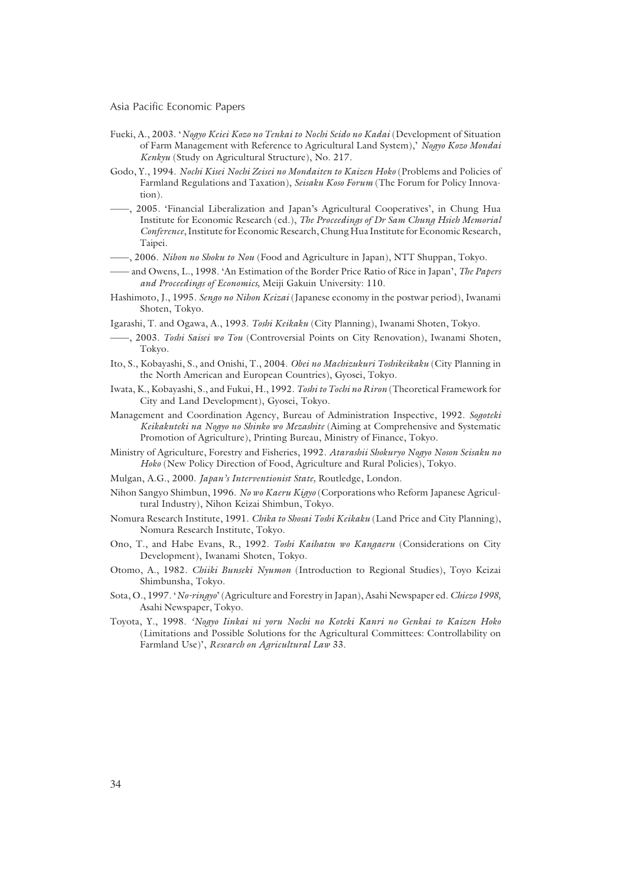Fueki, A., 2003. '*Nogyo Keiei Kozo no Tenkai to Nochi Seido no Kadai* (Development of Situation of Farm Management with Reference to Agricultural Land System),' *Nogyo Kozo Mondai Kenkyu* (Study on Agricultural Structure), No. 217.

Godo, Y., 1994. *Nochi Kisei Nochi Zeisei no Mondaiten to Kaizen Hoko* (Problems and Policies of Farmland Regulations and Taxation), *Seisaku Koso Forum* (The Forum for Policy Innovation).

——, 2005. 'Financial Liberalization and Japan's Agricultural Cooperatives', in Chung Hua Institute for Economic Research (ed.), *The Proceedings of Dr Sam Chung Hsieh Memorial Conference*, Institute for Economic Research, Chung Hua Institute for Economic Research, Taipei.

——, 2006. *Nihon no Shoku to Nou* (Food and Agriculture in Japan), NTT Shuppan, Tokyo.

—— and Owens, L., 1998. 'An Estimation of the Border Price Ratio of Rice in Japan', *The Papers and Proceedings of Economics,* Meiji Gakuin University: 110.

Hashimoto, J., 1995. *Sengo no Nihon Keizai* (Japanese economy in the postwar period), Iwanami Shoten, Tokyo.

Igarashi, T. and Ogawa, A., 1993. *Toshi Keikaku* (City Planning), Iwanami Shoten, Tokyo.

——, 2003. *Toshi Saisei wo Tou* (Controversial Points on City Renovation), Iwanami Shoten, Tokyo.

Ito, S., Kobayashi, S., and Onishi, T., 2004. *Obei no Machizukuri Toshikeikaku* (City Planning in the North American and European Countries), Gyosei, Tokyo.

Iwata, K., Kobayashi, S., and Fukui, H., 1992. *Toshi to Tochi no Riron* (Theoretical Framework for City and Land Development), Gyosei, Tokyo.

Management and Coordination Agency, Bureau of Administration Inspective, 1992. *Sogoteki Keikakuteki na Nogyo no Shinko wo Mezashite* (Aiming at Comprehensive and Systematic Promotion of Agriculture), Printing Bureau, Ministry of Finance, Tokyo.

Ministry of Agriculture, Forestry and Fisheries, 1992. *Atarashii Shokuryo Nogyo Noson Seisaku no Hoko* (New Policy Direction of Food, Agriculture and Rural Policies), Tokyo.

Mulgan, A.G., 2000. *Japan's Interventionist State,* Routledge, London.

Nihon Sangyo Shimbun, 1996. *No wo Kaeru Kigyo* (Corporations who Reform Japanese Agricultural Industry), Nihon Keizai Shimbun, Tokyo.

Nomura Research Institute, 1991. *Chika to Shosai Toshi Keikaku* (Land Price and City Planning), Nomura Research Institute, Tokyo.

Ono, T., and Habe Evans, R., 1992. *Toshi Kaihatsu wo Kangaeru* (Considerations on City Development), Iwanami Shoten, Tokyo.

Otomo, A., 1982. *Chiiki Bunseki Nyumon* (Introduction to Regional Studies), Toyo Keizai Shimbunsha, Tokyo.

Sota, O., 1997. '*No-ringyo*' (Agriculture and Forestry in Japan), Asahi Newspaper ed. *Chiezo 1998,* Asahi Newspaper, Tokyo.

Toyota, Y., 1998. '*Nogyo Iinkai ni yoru Nochi no Koteki Kanri no Genkai to Kaizen Hoko* (Limitations and Possible Solutions for the Agricultural Committees: Controllability on Farmland Use)', *Research on Agricultural Law* 33.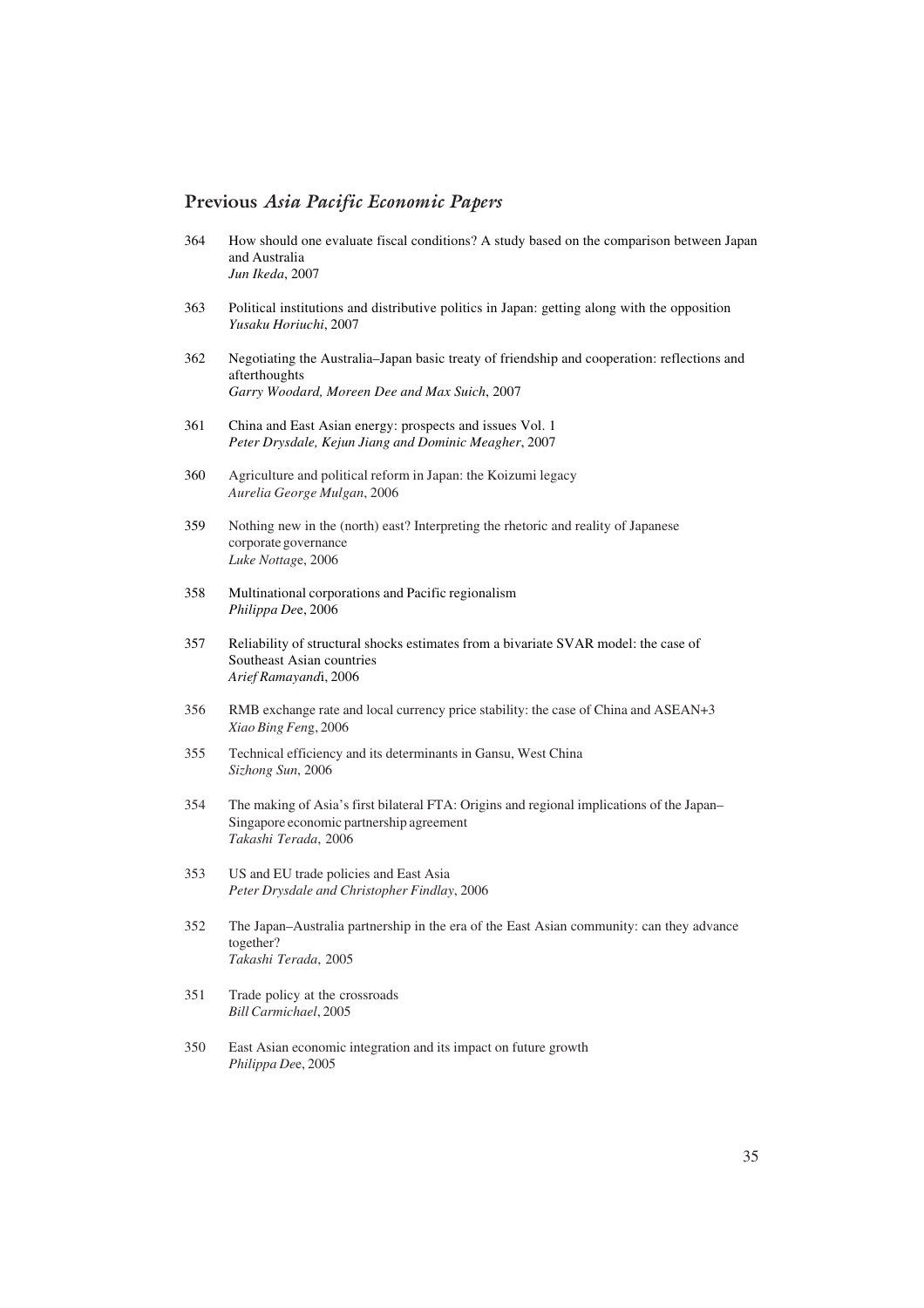## Previous *Asia Pacific Economic Papers*

364 How should one evaluate fiscal conditions? A study based on the comparison between Japan and Australia
*Jun Ikeda*, 2007

363 Political institutions and distributive politics in Japan: getting along with the opposition
*Yusaku Horiuchi*, 2007

362 Negotiating the Australia–Japan basic treaty of friendship and cooperation: reflections and afterthoughts
*Garry Woodard, Moreen Dee and Max Suich*, 2007

361 China and East Asian energy: prospects and issues Vol. 1
*Peter Drysdale, Kejun Jiang and Dominic Meagher*, 2007

360 Agriculture and political reform in Japan: the Koizumi legacy
*Aurelia George Mulgan*, 2006

359 Nothing new in the (north) east? Interpreting the rhetoric and reality of Japanese corporate governance
*Luke Nottage*, 2006

358 Multinational corporations and Pacific regionalism
*Philippa Dee*, 2006

357 Reliability of structural shocks estimates from a bivariate SVAR model: the case of Southeast Asian countries
*Arief Ramayandi*, 2006

356 RMB exchange rate and local currency price stability: the case of China and ASEAN+3
*Xiao Bing Feng*, 2006

355 Technical efficiency and its determinants in Gansu, West China
*Sizhong Sun*, 2006

354 The making of Asia's first bilateral FTA: Origins and regional implications of the Japan–Singapore economic partnership agreement
*Takashi Terada*, 2006

353 US and EU trade policies and East Asia
*Peter Drysdale and Christopher Findlay*, 2006

352 The Japan–Australia partnership in the era of the East Asian community: can they advance together?
*Takashi Terada*, 2005

351 Trade policy at the crossroads
*Bill Carmichael*, 2005

350 East Asian economic integration and its impact on future growth
*Philippa Dee*, 2005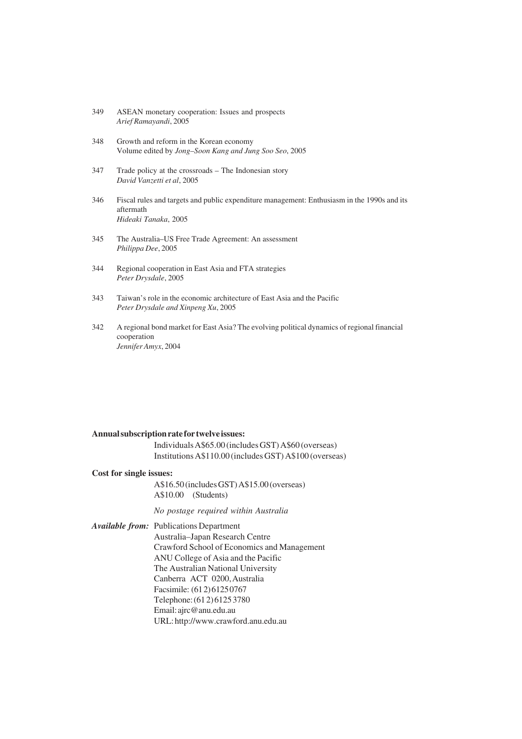349 ASEAN monetary cooperation: Issues and prospects
*Arief Ramayandi*, 2005

348 Growth and reform in the Korean economy
Volume edited by *Jong–Soon Kang and Jung Soo Seo*, 2005

347 Trade policy at the crossroads – The Indonesian story
*David Vanzetti et al*, 2005

346 Fiscal rules and targets and public expenditure management: Enthusiasm in the 1990s and its aftermath
*Hideaki Tanaka*, 2005

345 The Australia–US Free Trade Agreement: An assessment
*Philippa Dee*, 2005

344 Regional cooperation in East Asia and FTA strategies
*Peter Drysdale*, 2005

343 Taiwan's role in the economic architecture of East Asia and the Pacific
*Peter Drysdale and Xinpeng Xu*, 2005

342 A regional bond market for East Asia? The evolving political dynamics of regional financial cooperation
*Jennifer Amyx*, 2004

**Annual subscription rate for twelve issues:**

Individuals A$65.00 (includes GST) A$60 (overseas)
Institutions A$110.00 (includes GST) A$100 (overseas)

**Cost for single issues:**

A$16.50 (includes GST) A$15.00 (overseas)
A$10.00 (Students)

*No postage required within Australia*

***Available from:*** Publications Department
Australia–Japan Research Centre
Crawford School of Economics and Management
ANU College of Asia and the Pacific
The Australian National University
Canberra ACT 0200, Australia
Facsimile: (61 2) 6125 0767
Telephone: (61 2) 6125 3780
Email: ajrc@anu.edu.au
URL: http://www.crawford.anu.edu.au